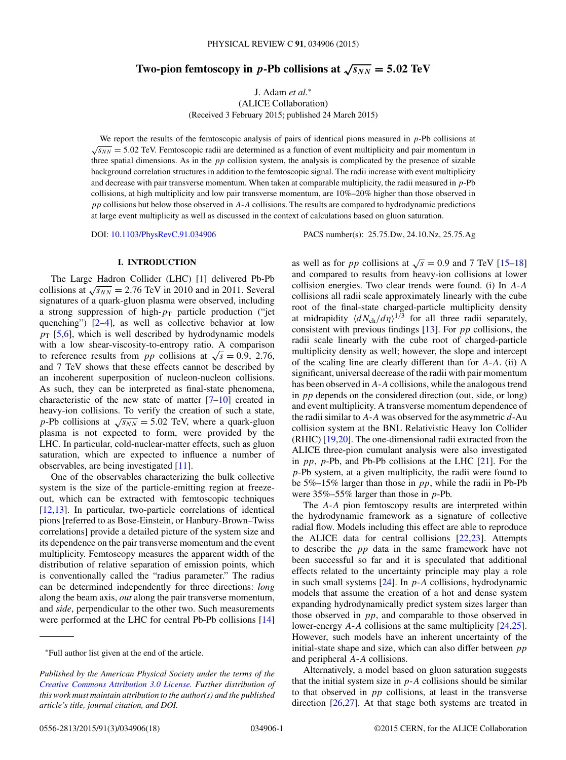# Two-pion femtoscopy in $p$-Pb collisions at $\sqrt{s_{NN}} = 5.02$ TeV

J. Adam *et al.*\*
(ALICE Collaboration)
(Received 3 February 2015; published 24 March 2015)

We report the results of the femtoscopic analysis of pairs of identical pions measured in $p$-Pb collisions at $\sqrt{s_{NN}} = 5.02$ TeV. Femtoscopic radii are determined as a function of event multiplicity and pair momentum in three spatial dimensions. As in the $pp$ collision system, the analysis is complicated by the presence of sizable background correlation structures in addition to the femtoscopic signal. The radii increase with event multiplicity and decrease with pair transverse momentum. When taken at comparable multiplicity, the radii measured in $p$-Pb collisions, at high multiplicity and low pair transverse momentum, are 10%–20% higher than those observed in $pp$ collisions but below those observed in $A$-$A$ collisions. The results are compared to hydrodynamic predictions at large event multiplicity as well as discussed in the context of calculations based on gluon saturation.

DOI: 10.1103/PhysRevC.91.034906 PACS number(s): 25.75.Dw, 24.10.Nz, 25.75.Ag

## I. INTRODUCTION

The Large Hadron Collider (LHC) [1] delivered Pb-Pb collisions at $\sqrt{s_{NN}} = 2.76$ TeV in 2010 and in 2011. Several signatures of a quark-gluon plasma were observed, including a strong suppression of high-$p_{\mathrm{T}}$ particle production ("jet quenching") [2–4], as well as collective behavior at low $p_{\mathrm{T}}$ [5,6], which is well described by hydrodynamic models with a low shear-viscosity-to-entropy ratio. A comparison to reference results from $pp$ collisions at $\sqrt{s} = 0.9$, 2.76, and 7 TeV shows that these effects cannot be described by an incoherent superposition of nucleon-nucleon collisions. As such, they can be interpreted as final-state phenomena, characteristic of the new state of matter [7–10] created in heavy-ion collisions. To verify the creation of such a state, $p$-Pb collisions at $\sqrt{s_{NN}} = 5.02$ TeV, where a quark-gluon plasma is not expected to form, were provided by the LHC. In particular, cold-nuclear-matter effects, such as gluon saturation, which are expected to influence a number of observables, are being investigated [11].

One of the observables characterizing the bulk collective system is the size of the particle-emitting region at freeze-out, which can be extracted with femtoscopic techniques [12,13]. In particular, two-particle correlations of identical pions [referred to as Bose-Einstein, or Hanbury-Brown–Twiss correlations] provide a detailed picture of the system size and its dependence on the pair transverse momentum and the event multiplicity. Femtoscopy measures the apparent width of the distribution of relative separation of emission points, which is conventionally called the "radius parameter." The radius can be determined independently for three directions: *long* along the beam axis, *out* along the pair transverse momentum, and *side*, perpendicular to the other two. Such measurements were performed at the LHC for central Pb-Pb collisions [14] as well as for $pp$ collisions at $\sqrt{s} = 0.9$ and 7 TeV [15–18] and compared to results from heavy-ion collisions at lower collision energies. Two clear trends were found. (i) In $A$-$A$ collisions all radii scale approximately linearly with the cube root of the final-state charged-particle multiplicity density at midrapidity $\langle dN_{\mathrm{ch}}/d\eta\rangle^{1/3}$ for all three radii separately, consistent with previous findings [13]. For $pp$ collisions, the radii scale linearly with the cube root of charged-particle multiplicity density as well; however, the slope and intercept of the scaling line are clearly different than for $A$-$A$. (ii) A significant, universal decrease of the radii with pair momentum has been observed in $A$-$A$ collisions, while the analogous trend in $pp$ depends on the considered direction (out, side, or long) and event multiplicity. A transverse momentum dependence of the radii similar to $A$-$A$ was observed for the asymmetric $d$-Au collision system at the BNL Relativistic Heavy Ion Collider (RHIC) [19,20]. The one-dimensional radii extracted from the ALICE three-pion cumulant analysis were also investigated in $pp$, $p$-Pb, and Pb-Pb collisions at the LHC [21]. For the $p$-Pb system, at a given multiplicity, the radii were found to be 5%–15% larger than those in $pp$, while the radii in Pb-Pb were 35%–55% larger than those in $p$-Pb.

The $A$-$A$ pion femtoscopy results are interpreted within the hydrodynamic framework as a signature of collective radial flow. Models including this effect are able to reproduce the ALICE data for central collisions [22,23]. Attempts to describe the $pp$ data in the same framework have not been successful so far and it is speculated that additional effects related to the uncertainty principle may play a role in such small systems [24]. In $p$-$A$ collisions, hydrodynamic models that assume the creation of a hot and dense system expanding hydrodynamically predict system sizes larger than those observed in $pp$, and comparable to those observed in lower-energy $A$-$A$ collisions at the same multiplicity [24,25]. However, such models have an inherent uncertainty of the initial-state shape and size, which can also differ between $pp$ and peripheral $A$-$A$ collisions.

Alternatively, a model based on gluon saturation suggests that the initial system size in $p$-$A$ collisions should be similar to that observed in $pp$ collisions, at least in the transverse direction [26,27]. At that stage both systems are treated in

---

\*Full author list given at the end of the article.

*Published by the American Physical Society under the terms of the Creative Commons Attribution 3.0 License. Further distribution of this work must maintain attribution to the author(s) and the published article's title, journal citation, and DOI.*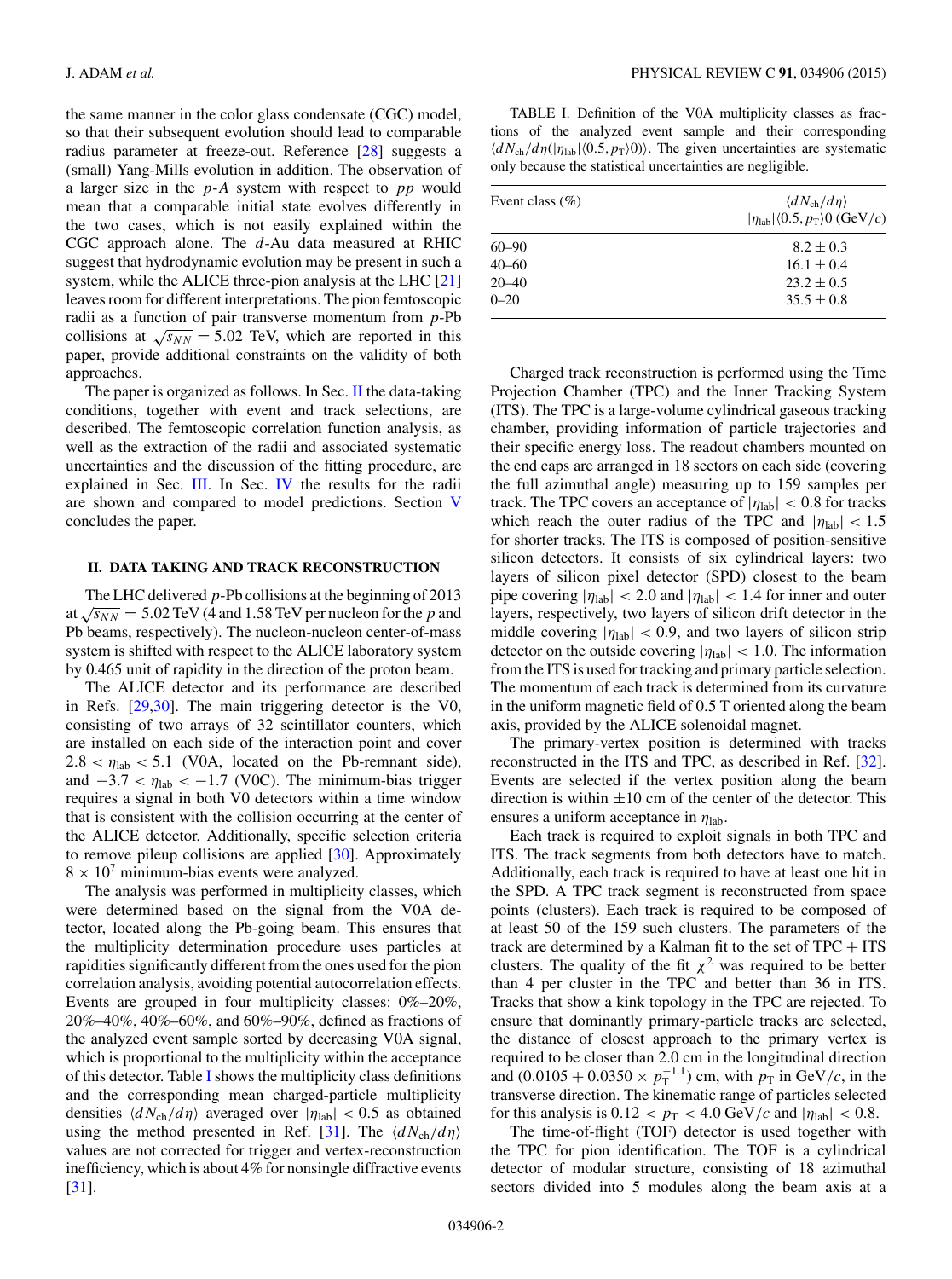the same manner in the color glass condensate (CGC) model, so that their subsequent evolution should lead to comparable radius parameter at freeze-out. Reference [28] suggests a (small) Yang-Mills evolution in addition. The observation of a larger size in the $p$-$A$ system with respect to $pp$ would mean that a comparable initial state evolves differently in the two cases, which is not easily explained within the CGC approach alone. The $d$-Au data measured at RHIC suggest that hydrodynamic evolution may be present in such a system, while the ALICE three-pion analysis at the LHC [21] leaves room for different interpretations. The pion femtoscopic radii as a function of pair transverse momentum from $p$-Pb collisions at $\sqrt{s_{NN}} = 5.02$ TeV, which are reported in this paper, provide additional constraints on the validity of both approaches.

The paper is organized as follows. In Sec. II the data-taking conditions, together with event and track selections, are described. The femtoscopic correlation function analysis, as well as the extraction of the radii and associated systematic uncertainties and the discussion of the fitting procedure, are explained in Sec. III. In Sec. IV the results for the radii are shown and compared to model predictions. Section V concludes the paper.

## II. DATA TAKING AND TRACK RECONSTRUCTION

The LHC delivered $p$-Pb collisions at the beginning of 2013 at $\sqrt{s_{NN}} = 5.02$ TeV (4 and 1.58 TeV per nucleon for the $p$ and Pb beams, respectively). The nucleon-nucleon center-of-mass system is shifted with respect to the ALICE laboratory system by 0.465 unit of rapidity in the direction of the proton beam.

The ALICE detector and its performance are described in Refs. [29,30]. The main triggering detector is the V0, consisting of two arrays of 32 scintillator counters, which are installed on each side of the interaction point and cover $2.8 < \eta_{\rm lab} < 5.1$ (V0A, located on the Pb-remnant side), and $-3.7 < \eta_{\rm lab} < -1.7$ (V0C). The minimum-bias trigger requires a signal in both V0 detectors within a time window that is consistent with the collision occurring at the center of the ALICE detector. Additionally, specific selection criteria to remove pileup collisions are applied [30]. Approximately $8 \times 10^7$ minimum-bias events were analyzed.

The analysis was performed in multiplicity classes, which were determined based on the signal from the V0A detector, located along the Pb-going beam. This ensures that the multiplicity determination procedure uses particles at rapidities significantly different from the ones used for the pion correlation analysis, avoiding potential autocorrelation effects. Events are grouped in four multiplicity classes: 0%–20%, 20%–40%, 40%–60%, and 60%–90%, defined as fractions of the analyzed event sample sorted by decreasing V0A signal, which is proportional to the multiplicity within the acceptance of this detector. Table I shows the multiplicity class definitions and the corresponding mean charged-particle multiplicity densities $\langle dN_{\rm ch}/d\eta \rangle$ averaged over $|\eta_{\rm lab}| < 0.5$ as obtained using the method presented in Ref. [31]. The $\langle dN_{\rm ch}/d\eta \rangle$ values are not corrected for trigger and vertex-reconstruction inefficiency, which is about 4% for nonsingle diffractive events [31].

TABLE I. Definition of the V0A multiplicity classes as fractions of the analyzed event sample and their corresponding $\langle dN_{\rm ch}/d\eta(|\eta_{\rm lab}|\langle 0.5, p_{\rm T}\rangle 0)\rangle$. The given uncertainties are systematic only because the statistical uncertainties are negligible.

| Event class (%) | $\langle dN_{\rm ch}/d\eta \rangle$ $\lvert\eta_{\rm lab}\rvert\langle 0.5, p_{\rm T}\rangle 0$ (GeV/$c$) |
|---|---|
| 60–90 | $8.2 \pm 0.3$ |
| 40–60 | $16.1 \pm 0.4$ |
| 20–40 | $23.2 \pm 0.5$ |
| 0–20 | $35.5 \pm 0.8$ |

Charged track reconstruction is performed using the Time Projection Chamber (TPC) and the Inner Tracking System (ITS). The TPC is a large-volume cylindrical gaseous tracking chamber, providing information of particle trajectories and their specific energy loss. The readout chambers mounted on the end caps are arranged in 18 sectors on each side (covering the full azimuthal angle) measuring up to 159 samples per track. The TPC covers an acceptance of $|\eta_{\rm lab}| < 0.8$ for tracks which reach the outer radius of the TPC and $|\eta_{\rm lab}| < 1.5$ for shorter tracks. The ITS is composed of position-sensitive silicon detectors. It consists of six cylindrical layers: two layers of silicon pixel detector (SPD) closest to the beam pipe covering $|\eta_{\rm lab}| < 2.0$ and $|\eta_{\rm lab}| < 1.4$ for inner and outer layers, respectively, two layers of silicon drift detector in the middle covering $|\eta_{\rm lab}| < 0.9$, and two layers of silicon strip detector on the outside covering $|\eta_{\rm lab}| < 1.0$. The information from the ITS is used for tracking and primary particle selection. The momentum of each track is determined from its curvature in the uniform magnetic field of 0.5 T oriented along the beam axis, provided by the ALICE solenoidal magnet.

The primary-vertex position is determined with tracks reconstructed in the ITS and TPC, as described in Ref. [32]. Events are selected if the vertex position along the beam direction is within $\pm 10$ cm of the center of the detector. This ensures a uniform acceptance in $\eta_{\rm lab}$.

Each track is required to exploit signals in both TPC and ITS. The track segments from both detectors have to match. Additionally, each track is required to have at least one hit in the SPD. A TPC track segment is reconstructed from space points (clusters). Each track is required to be composed of at least 50 of the 159 such clusters. The parameters of the track are determined by a Kalman fit to the set of TPC + ITS clusters. The quality of the fit $\chi^2$ was required to be better than 4 per cluster in the TPC and better than 36 in ITS. Tracks that show a kink topology in the TPC are rejected. To ensure that dominantly primary-particle tracks are selected, the distance of closest approach to the primary vertex is required to be closer than 2.0 cm in the longitudinal direction and $(0.0105 + 0.0350 \times p_{\rm T}^{-1.1})$ cm, with $p_{\rm T}$ in GeV/$c$, in the transverse direction. The kinematic range of particles selected for this analysis is $0.12 < p_{\rm T} < 4.0$ GeV/$c$ and $|\eta_{\rm lab}| < 0.8$.

The time-of-flight (TOF) detector is used together with the TPC for pion identification. The TOF is a cylindrical detector of modular structure, consisting of 18 azimuthal sectors divided into 5 modules along the beam axis at a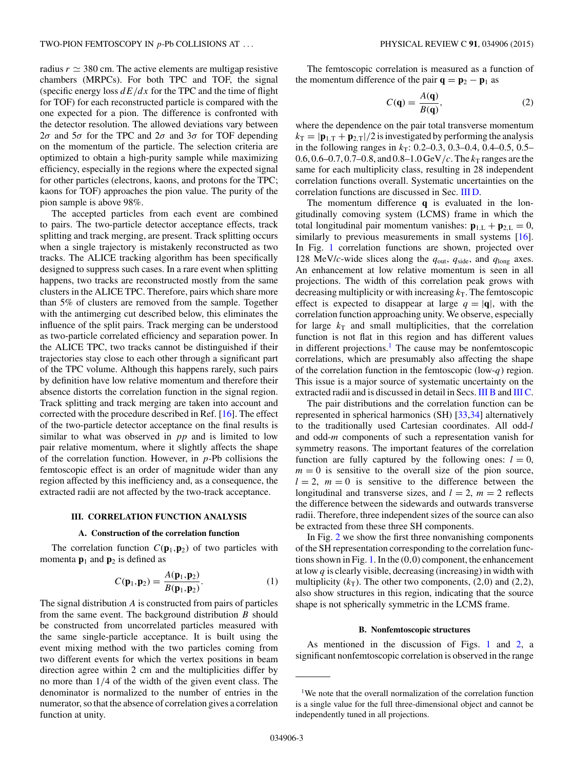radius $r \simeq 380$ cm. The active elements are multigap resistive chambers (MRPCs). For both TPC and TOF, the signal (specific energy loss $dE/dx$ for the TPC and the time of flight for TOF) for each reconstructed particle is compared with the one expected for a pion. The difference is confronted with the detector resolution. The allowed deviations vary between $2\sigma$ and $5\sigma$ for the TPC and $2\sigma$ and $3\sigma$ for TOF depending on the momentum of the particle. The selection criteria are optimized to obtain a high-purity sample while maximizing efficiency, especially in the regions where the expected signal for other particles (electrons, kaons, and protons for the TPC; kaons for TOF) approaches the pion value. The purity of the pion sample is above 98%.

The accepted particles from each event are combined to pairs. The two-particle detector acceptance effects, track splitting and track merging, are present. Track splitting occurs when a single trajectory is mistakenly reconstructed as two tracks. The ALICE tracking algorithm has been specifically designed to suppress such cases. In a rare event when splitting happens, two tracks are reconstructed mostly from the same clusters in the ALICE TPC. Therefore, pairs which share more than 5% of clusters are removed from the sample. Together with the antimerging cut described below, this eliminates the influence of the split pairs. Track merging can be understood as two-particle correlated efficiency and separation power. In the ALICE TPC, two tracks cannot be distinguished if their trajectories stay close to each other through a significant part of the TPC volume. Although this happens rarely, such pairs by definition have low relative momentum and therefore their absence distorts the correlation function in the signal region. Track splitting and track merging are taken into account and corrected with the procedure described in Ref. [16]. The effect of the two-particle detector acceptance on the final results is similar to what was observed in $pp$ and is limited to low pair relative momentum, where it slightly affects the shape of the correlation function. However, in $p$-Pb collisions the femtoscopic effect is an order of magnitude wider than any region affected by this inefficiency and, as a consequence, the extracted radii are not affected by the two-track acceptance.

## III. CORRELATION FUNCTION ANALYSIS

### A. Construction of the correlation function

The correlation function $C(\mathbf{p}_1, \mathbf{p}_2)$ of two particles with momenta $\mathbf{p}_1$ and $\mathbf{p}_2$ is defined as

$$C(\mathbf{p}_1, \mathbf{p}_2) = \frac{A(\mathbf{p}_1, \mathbf{p}_2)}{B(\mathbf{p}_1, \mathbf{p}_2)}. \tag{1}$$

The signal distribution $A$ is constructed from pairs of particles from the same event. The background distribution $B$ should be constructed from uncorrelated particles measured with the same single-particle acceptance. It is built using the event mixing method with the two particles coming from two different events for which the vertex positions in beam direction agree within 2 cm and the multiplicities differ by no more than 1/4 of the width of the given event class. The denominator is normalized to the number of entries in the numerator, so that the absence of correlation gives a correlation function at unity.

The femtoscopic correlation is measured as a function of the momentum difference of the pair $\mathbf{q} = \mathbf{p}_2 - \mathbf{p}_1$ as

$$C(\mathbf{q}) = \frac{A(\mathbf{q})}{B(\mathbf{q})}, \tag{2}$$

where the dependence on the pair total transverse momentum $k_T = |\mathbf{p}_{1,T} + \mathbf{p}_{2,T}|/2$ is investigated by performing the analysis in the following ranges in $k_T$: 0.2–0.3, 0.3–0.4, 0.4–0.5, 0.5–0.6, 0.6–0.7, 0.7–0.8, and 0.8–1.0 GeV/$c$. The $k_T$ ranges are the same for each multiplicity class, resulting in 28 independent correlation functions overall. Systematic uncertainties on the correlation functions are discussed in Sec. III D.

The momentum difference $\mathbf{q}$ is evaluated in the longitudinally comoving system (LCMS) frame in which the total longitudinal pair momentum vanishes: $\mathbf{p}_{1,L} + \mathbf{p}_{2,L} = 0$, similarly to previous measurements in small systems [16]. In Fig. 1 correlation functions are shown, projected over 128 MeV/$c$-wide slices along the $q_{\text{out}}$, $q_{\text{side}}$, and $q_{\text{long}}$ axes. An enhancement at low relative momentum is seen in all projections. The width of this correlation peak grows with decreasing multiplicity or with increasing $k_T$. The femtoscopic effect is expected to disappear at large $q = |\mathbf{q}|$, with the correlation function approaching unity. We observe, especially for large $k_T$ and small multiplicities, that the correlation function is not flat in this region and has different values in different projections.[1] The cause may be nonfemtoscopic correlations, which are presumably also affecting the shape of the correlation function in the femtoscopic (low-$q$) region. This issue is a major source of systematic uncertainty on the extracted radii and is discussed in detail in Secs. III B and III C.

The pair distributions and the correlation function can be represented in spherical harmonics (SH) [33,34] alternatively to the traditionally used Cartesian coordinates. All odd-$l$ and odd-$m$ components of such a representation vanish for symmetry reasons. The important features of the correlation function are fully captured by the following ones: $l = 0$, $m = 0$ is sensitive to the overall size of the pion source, $l = 2$, $m = 0$ is sensitive to the difference between the longitudinal and transverse sizes, and $l = 2$, $m = 2$ reflects the difference between the sidewards and outwards transverse radii. Therefore, three independent sizes of the source can also be extracted from these three SH components.

In Fig. 2 we show the first three nonvanishing components of the SH representation corresponding to the correlation functions shown in Fig. 1. In the (0,0) component, the enhancement at low $q$ is clearly visible, decreasing (increasing) in width with multiplicity ($k_T$). The other two components, (2,0) and (2,2), also show structures in this region, indicating that the source shape is not spherically symmetric in the LCMS frame.

### B. Nonfemtoscopic structures

As mentioned in the discussion of Figs. 1 and 2, a significant nonfemtoscopic correlation is observed in the range

[1] We note that the overall normalization of the correlation function is a single value for the full three-dimensional object and cannot be independently tuned in all projections.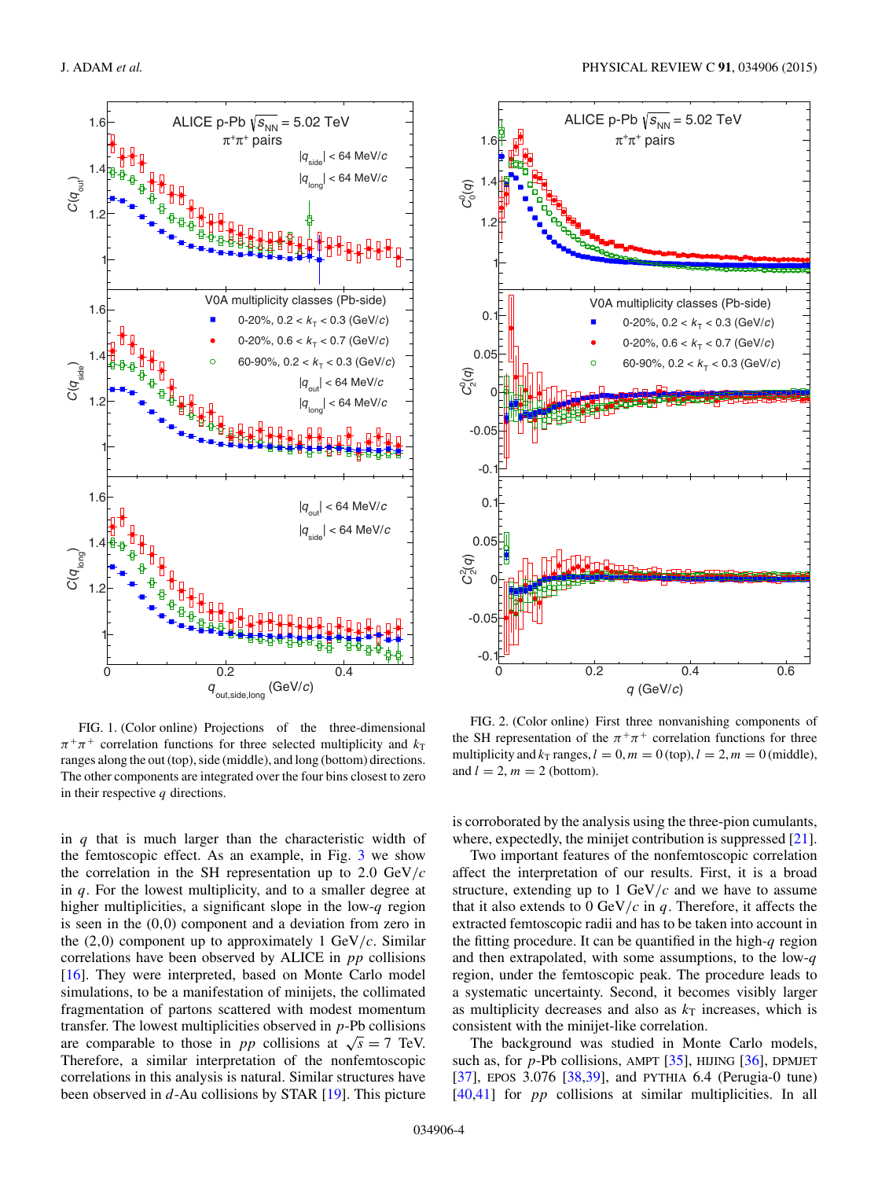FIG. 1. (Color online) Projections of the three-dimensional $\pi^+\pi^+$ correlation functions for three selected multiplicity and $k_T$ ranges along the out (top), side (middle), and long (bottom) directions. The other components are integrated over the four bins closest to zero in their respective $q$ directions.

FIG. 2. (Color online) First three nonvanishing components of the SH representation of the $\pi^+\pi^+$ correlation functions for three multiplicity and $k_T$ ranges, $l = 0, m = 0$ (top), $l = 2, m = 0$ (middle), and $l = 2, m = 2$ (bottom).

in $q$ that is much larger than the characteristic width of the femtoscopic effect. As an example, in Fig. 3 we show the correlation in the SH representation up to 2.0 GeV/$c$ in $q$. For the lowest multiplicity, and to a smaller degree at higher multiplicities, a significant slope in the low-$q$ region is seen in the (0,0) component and a deviation from zero in the (2,0) component up to approximately 1 GeV/$c$. Similar correlations have been observed by ALICE in $pp$ collisions [16]. They were interpreted, based on Monte Carlo model simulations, to be a manifestation of minijets, the collimated fragmentation of partons scattered with modest momentum transfer. The lowest multiplicities observed in $p$-Pb collisions are comparable to those in $pp$ collisions at $\sqrt{s} = 7$ TeV. Therefore, a similar interpretation of the nonfemtoscopic correlations in this analysis is natural. Similar structures have been observed in $d$-Au collisions by STAR [19]. This picture is corroborated by the analysis using the three-pion cumulants, where, expectedly, the minijet contribution is suppressed [21].

Two important features of the nonfemtoscopic correlation affect the interpretation of our results. First, it is a broad structure, extending up to 1 GeV/$c$ and we have to assume that it also extends to 0 GeV/$c$ in $q$. Therefore, it affects the extracted femtoscopic radii and has to be taken into account in the fitting procedure. It can be quantified in the high-$q$ region and then extrapolated, with some assumptions, to the low-$q$ region, under the femtoscopic peak. The procedure leads to a systematic uncertainty. Second, it becomes visibly larger as multiplicity decreases and also as $k_T$ increases, which is consistent with the minijet-like correlation.

The background was studied in Monte Carlo models, such as, for $p$-Pb collisions, AMPT [35], HIJING [36], DPMJET [37], EPOS 3.076 [38,39], and PYTHIA 6.4 (Perugia-0 tune) [40,41] for $pp$ collisions at similar multiplicities. In all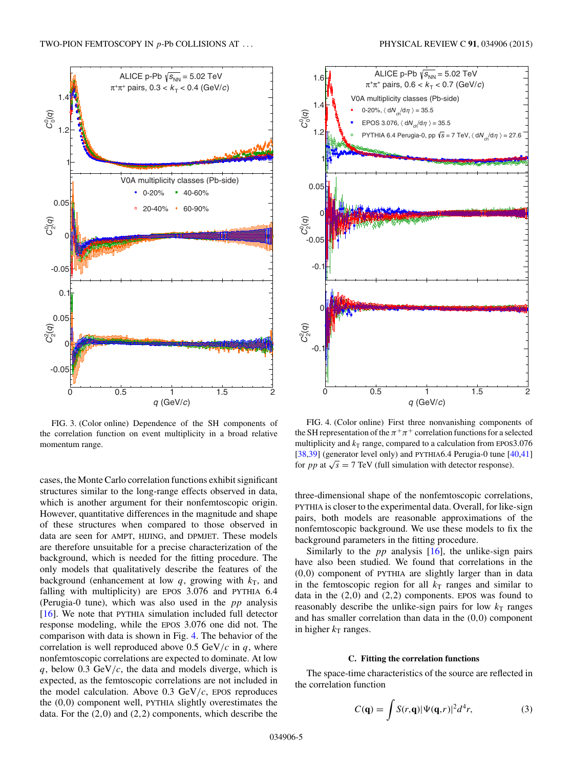FIG. 3. (Color online) Dependence of the SH components of the correlation function on event multiplicity in a broad relative momentum range.

FIG. 4. (Color online) First three nonvanishing components of the SH representation of the $\pi^+\pi^+$ correlation functions for a selected multiplicity and $k_T$ range, compared to a calculation from EPOS3.076 [38,39] (generator level only) and PYTHIA6.4 Perugia-0 tune [40,41] for $pp$ at $\sqrt{s} = 7$ TeV (full simulation with detector response).

cases, the Monte Carlo correlation functions exhibit significant structures similar to the long-range effects observed in data, which is another argument for their nonfemtoscopic origin. However, quantitative differences in the magnitude and shape of these structures when compared to those observed in data are seen for AMPT, HIJING, and DPMJET. These models are therefore unsuitable for a precise characterization of the background, which is needed for the fitting procedure. The only models that qualitatively describe the features of the background (enhancement at low $q$, growing with $k_T$, and falling with multiplicity) are EPOS 3.076 and PYTHIA 6.4 (Perugia-0 tune), which was also used in the $pp$ analysis [16]. We note that PYTHIA simulation included full detector response modeling, while the EPOS 3.076 one did not. The comparison with data is shown in Fig. 4. The behavior of the correlation is well reproduced above 0.5 GeV/$c$ in $q$, where nonfemtoscopic correlations are expected to dominate. At low $q$, below 0.3 GeV/$c$, the data and models diverge, which is expected, as the femtoscopic correlations are not included in the model calculation. Above 0.3 GeV/$c$, EPOS reproduces the (0,0) component well, PYTHIA slightly overestimates the data. For the (2,0) and (2,2) components, which describe the three-dimensional shape of the nonfemtoscopic correlations, PYTHIA is closer to the experimental data. Overall, for like-sign pairs, both models are reasonable approximations of the nonfemtoscopic background. We use these models to fix the background parameters in the fitting procedure.

Similarly to the $pp$ analysis [16], the unlike-sign pairs have also been studied. We found that correlations in the (0,0) component of PYTHIA are slightly larger than in data in the femtoscopic region for all $k_T$ ranges and similar to data in the (2,0) and (2,2) components. EPOS was found to reasonably describe the unlike-sign pairs for low $k_T$ ranges and has smaller correlation than data in the (0,0) component in higher $k_T$ ranges.

### C. Fitting the correlation functions

The space-time characteristics of the source are reflected in the correlation function

$$C(\mathbf{q}) = \int S(r,\mathbf{q}) |\Psi(\mathbf{q},r)|^2 d^4 r, \tag{3}$$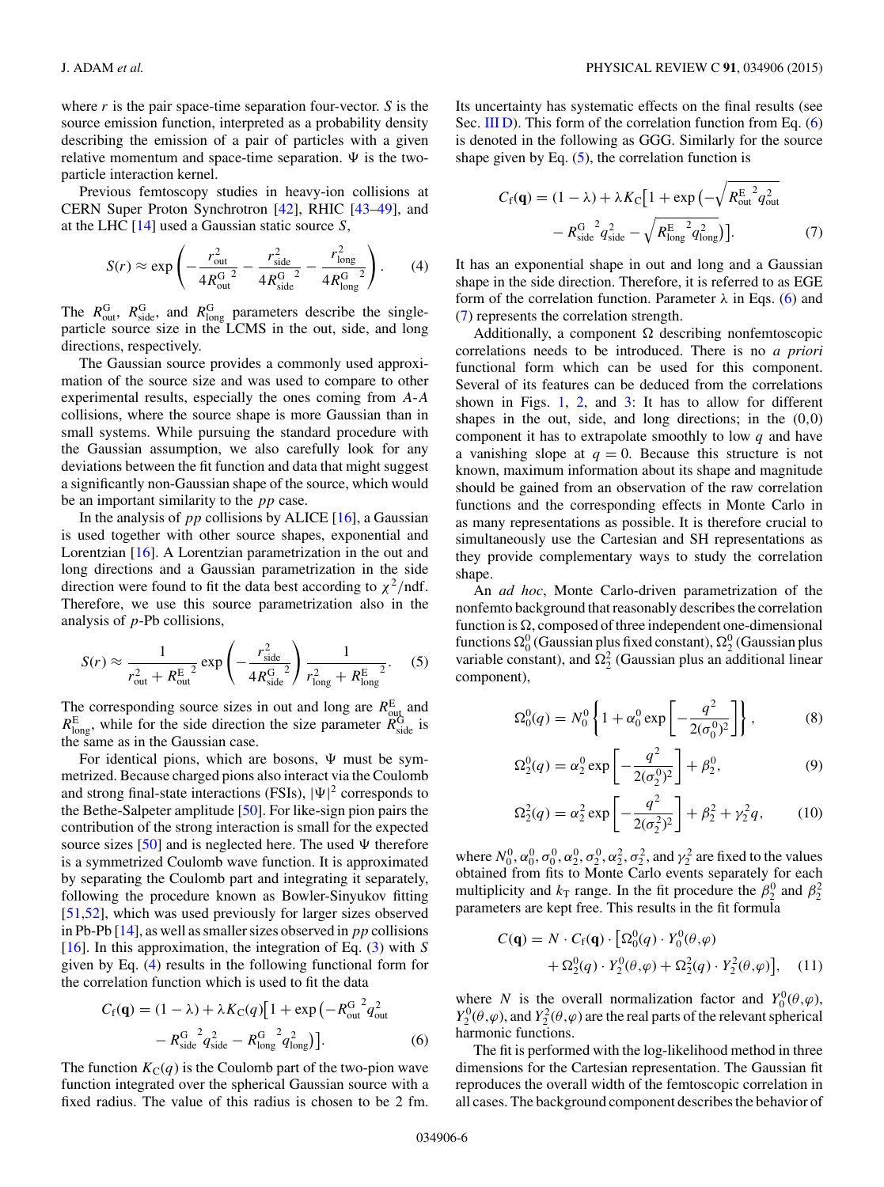where $r$ is the pair space-time separation four-vector. $S$ is the source emission function, interpreted as a probability density describing the emission of a pair of particles with a given relative momentum and space-time separation. $\Psi$ is the two-particle interaction kernel.

Previous femtoscopy studies in heavy-ion collisions at CERN Super Proton Synchrotron [42], RHIC [43–49], and at the LHC [14] used a Gaussian static source $S$,

$$S(r) \approx \exp\left(-\frac{r_{\rm out}^2}{4{R_{\rm out}^{\rm G}}^2} - \frac{r_{\rm side}^2}{4{R_{\rm side}^{\rm G}}^2} - \frac{r_{\rm long}^2}{4{R_{\rm long}^{\rm G}}^2}\right). \quad (4)$$

The $R_{\rm out}^{\rm G}$, $R_{\rm side}^{\rm G}$, and $R_{\rm long}^{\rm G}$ parameters describe the single-particle source size in the LCMS in the out, side, and long directions, respectively.

The Gaussian source provides a commonly used approximation of the source size and was used to compare to other experimental results, especially the ones coming from $A$-$A$ collisions, where the source shape is more Gaussian than in small systems. While pursuing the standard procedure with the Gaussian assumption, we also carefully look for any deviations between the fit function and data that might suggest a significantly non-Gaussian shape of the source, which would be an important similarity to the $pp$ case.

In the analysis of $pp$ collisions by ALICE [16], a Gaussian is used together with other source shapes, exponential and Lorentzian [16]. A Lorentzian parametrization in the out and long directions and a Gaussian parametrization in the side direction were found to fit the data best according to $\chi^2/\text{ndf}$. Therefore, we use this source parametrization also in the analysis of $p$-Pb collisions,

$$S(r) \approx \frac{1}{r_{\rm out}^2 + {R_{\rm out}^{\rm E}}^2} \exp\left(-\frac{r_{\rm side}^2}{4{R_{\rm side}^{\rm G}}^2}\right) \frac{1}{r_{\rm long}^2 + {R_{\rm long}^{\rm E}}^2}. \quad (5)$$

The corresponding source sizes in out and long are $R_{\rm out}^{\rm E}$ and $R_{\rm long}^{\rm E}$, while for the side direction the size parameter $R_{\rm side}^{\rm G}$ is the same as in the Gaussian case.

For identical pions, which are bosons, $\Psi$ must be symmetrized. Because charged pions also interact via the Coulomb and strong final-state interactions (FSIs), $|\Psi|^2$ corresponds to the Bethe-Salpeter amplitude [50]. For like-sign pion pairs the contribution of the strong interaction is small for the expected source sizes [50] and is neglected here. The used $\Psi$ therefore is a symmetrized Coulomb wave function. It is approximated by separating the Coulomb part and integrating it separately, following the procedure known as Bowler-Sinyukov fitting [51,52], which was used previously for larger sizes observed in Pb-Pb [14], as well as smaller sizes observed in $pp$ collisions [16]. In this approximation, the integration of Eq. (3) with $S$ given by Eq. (4) results in the following functional form for the correlation function which is used to fit the data

$$C_{\rm f}(\mathbf{q}) = (1-\lambda) + \lambda K_{\rm C}(q)\left[1 + \exp\left(-{R_{\rm out}^{\rm G}}^2 q_{\rm out}^2 - {R_{\rm side}^{\rm G}}^2 q_{\rm side}^2 - {R_{\rm long}^{\rm G}}^2 q_{\rm long}^2\right)\right]. \quad (6)$$

The function $K_{\rm C}(q)$ is the Coulomb part of the two-pion wave function integrated over the spherical Gaussian source with a fixed radius. The value of this radius is chosen to be 2 fm. Its uncertainty has systematic effects on the final results (see Sec. III D). This form of the correlation function from Eq. (6) is denoted in the following as GGG. Similarly for the source shape given by Eq. (5), the correlation function is

$$C_{\rm f}(\mathbf{q}) = (1-\lambda) + \lambda K_{\rm C}\left[1 + \exp\left(-\sqrt{{R_{\rm out}^{\rm E}}^2 q_{\rm out}^2} - {R_{\rm side}^{\rm G}}^2 q_{\rm side}^2 - \sqrt{{R_{\rm long}^{\rm E}}^2 q_{\rm long}^2}\right)\right]. \quad (7)$$

It has an exponential shape in out and long and a Gaussian shape in the side direction. Therefore, it is referred to as EGE form of the correlation function. Parameter $\lambda$ in Eqs. (6) and (7) represents the correlation strength.

Additionally, a component $\Omega$ describing nonfemtoscopic correlations needs to be introduced. There is no *a priori* functional form which can be used for this component. Several of its features can be deduced from the correlations shown in Figs. 1, 2, and 3: It has to allow for different shapes in the out, side, and long directions; in the (0,0) component it has to extrapolate smoothly to low $q$ and have a vanishing slope at $q = 0$. Because this structure is not known, maximum information about its shape and magnitude should be gained from an observation of the raw correlation functions and the corresponding effects in Monte Carlo in as many representations as possible. It is therefore crucial to simultaneously use the Cartesian and SH representations as they provide complementary ways to study the correlation shape.

An *ad hoc*, Monte Carlo-driven parametrization of the nonfemto background that reasonably describes the correlation function is $\Omega$, composed of three independent one-dimensional functions $\Omega_0^0$ (Gaussian plus fixed constant), $\Omega_2^0$ (Gaussian plus variable constant), and $\Omega_2^2$ (Gaussian plus an additional linear component),

$$\Omega_0^0(q) = N_0^0\left\{1 + \alpha_0^0 \exp\left[-\frac{q^2}{2(\sigma_0^0)^2}\right]\right\}, \quad (8)$$

$$\Omega_2^0(q) = \alpha_2^0 \exp\left[-\frac{q^2}{2(\sigma_2^0)^2}\right] + \beta_2^0, \quad (9)$$

$$\Omega_2^2(q) = \alpha_2^2 \exp\left[-\frac{q^2}{2(\sigma_2^2)^2}\right] + \beta_2^2 + \gamma_2^2 q, \quad (10)$$

where $N_0^0, \alpha_0^0, \sigma_0^0, \alpha_2^0, \sigma_2^0, \alpha_2^2, \sigma_2^2$, and $\gamma_2^2$ are fixed to the values obtained from fits to Monte Carlo events separately for each multiplicity and $k_{\rm T}$ range. In the fit procedure the $\beta_2^0$ and $\beta_2^2$ parameters are kept free. This results in the fit formula

$$C(\mathbf{q}) = N \cdot C_{\rm f}(\mathbf{q}) \cdot \left[\Omega_0^0(q) \cdot Y_0^0(\theta,\varphi) + \Omega_2^0(q) \cdot Y_2^0(\theta,\varphi) + \Omega_2^2(q) \cdot Y_2^2(\theta,\varphi)\right], \quad (11)$$

where $N$ is the overall normalization factor and $Y_0^0(\theta,\varphi)$, $Y_2^0(\theta,\varphi)$, and $Y_2^2(\theta,\varphi)$ are the real parts of the relevant spherical harmonic functions.

The fit is performed with the log-likelihood method in three dimensions for the Cartesian representation. The Gaussian fit reproduces the overall width of the femtoscopic correlation in all cases. The background component describes the behavior of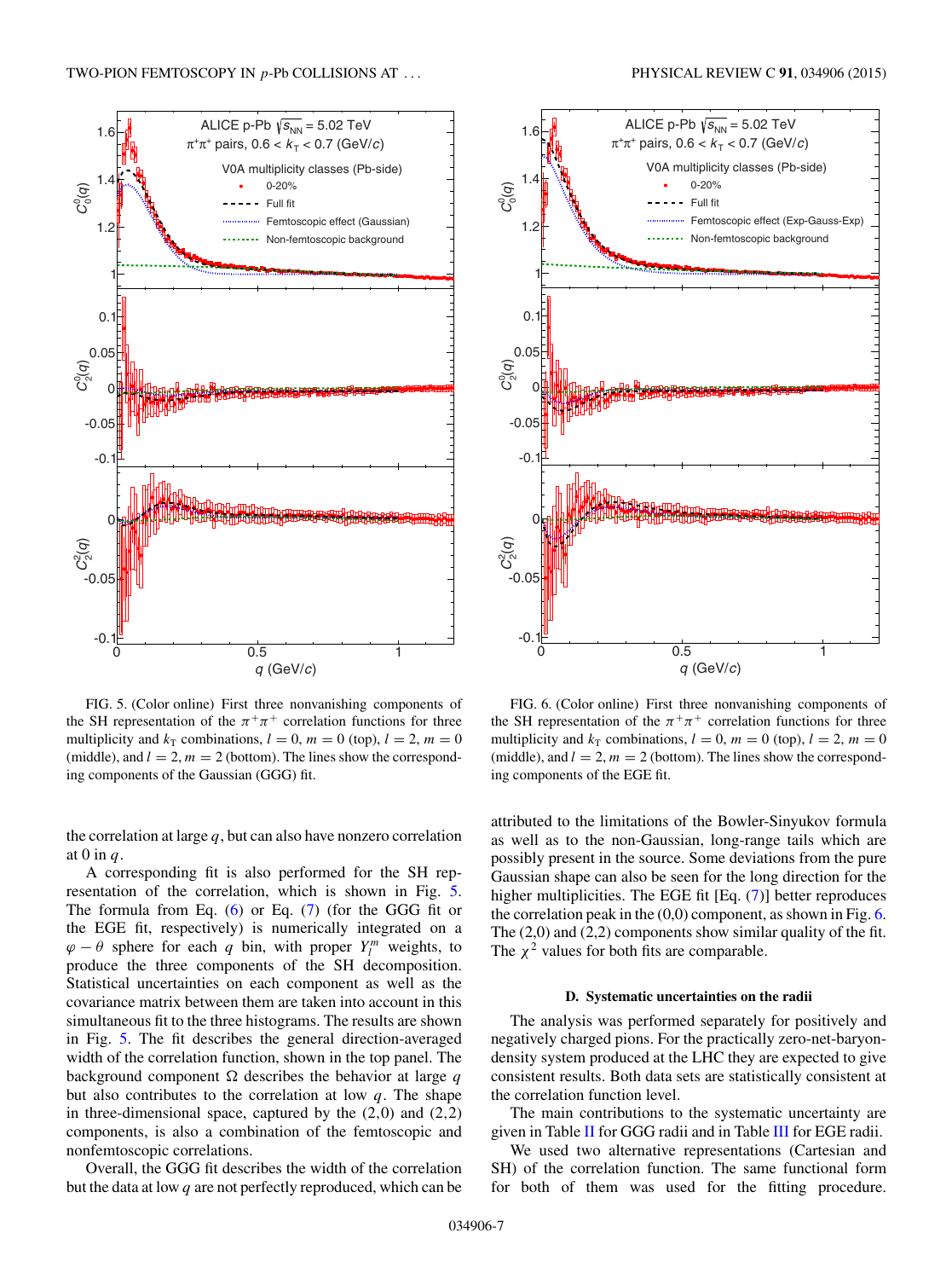FIG. 5. (Color online) First three nonvanishing components of the SH representation of the $\pi^+\pi^+$ correlation functions for three multiplicity and $k_T$ combinations, $l = 0$, $m = 0$ (top), $l = 2$, $m = 0$ (middle), and $l = 2$, $m = 2$ (bottom). The lines show the corresponding components of the Gaussian (GGG) fit.

FIG. 6. (Color online) First three nonvanishing components of the SH representation of the $\pi^+\pi^+$ correlation functions for three multiplicity and $k_T$ combinations, $l = 0$, $m = 0$ (top), $l = 2$, $m = 0$ (middle), and $l = 2$, $m = 2$ (bottom). The lines show the corresponding components of the EGE fit.

the correlation at large $q$, but can also have nonzero correlation at 0 in $q$.

A corresponding fit is also performed for the SH representation of the correlation, which is shown in Fig. 5. The formula from Eq. (6) or Eq. (7) (for the GGG fit or the EGE fit, respectively) is numerically integrated on a $\varphi - \theta$ sphere for each $q$ bin, with proper $Y_l^m$ weights, to produce the three components of the SH decomposition. Statistical uncertainties on each component as well as the covariance matrix between them are taken into account in this simultaneous fit to the three histograms. The results are shown in Fig. 5. The fit describes the general direction-averaged width of the correlation function, shown in the top panel. The background component $\Omega$ describes the behavior at large $q$ but also contributes to the correlation at low $q$. The shape in three-dimensional space, captured by the (2,0) and (2,2) components, is also a combination of the femtoscopic and nonfemtoscopic correlations.

Overall, the GGG fit describes the width of the correlation but the data at low $q$ are not perfectly reproduced, which can be attributed to the limitations of the Bowler-Sinyukov formula as well as to the non-Gaussian, long-range tails which are possibly present in the source. Some deviations from the pure Gaussian shape can also be seen for the long direction for the higher multiplicities. The EGE fit [Eq. (7)] better reproduces the correlation peak in the (0,0) component, as shown in Fig. 6. The (2,0) and (2,2) components show similar quality of the fit. The $\chi^2$ values for both fits are comparable.

### D. Systematic uncertainties on the radii

The analysis was performed separately for positively and negatively charged pions. For the practically zero-net-baryon-density system produced at the LHC they are expected to give consistent results. Both data sets are statistically consistent at the correlation function level.

The main contributions to the systematic uncertainty are given in Table II for GGG radii and in Table III for EGE radii.

We used two alternative representations (Cartesian and SH) of the correlation function. The same functional form for both of them was used for the fitting procedure.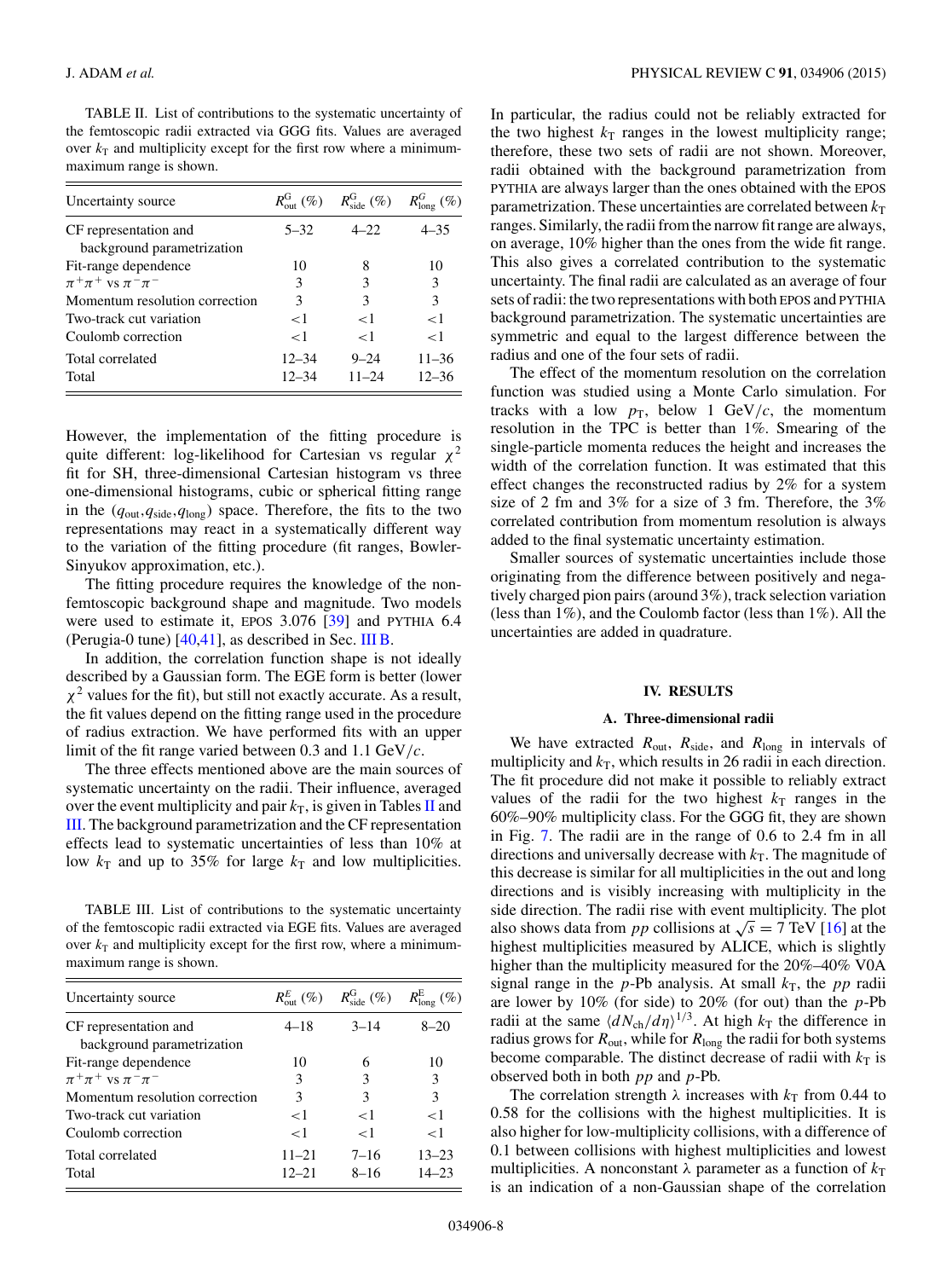TABLE II. List of contributions to the systematic uncertainty of the femtoscopic radii extracted via GGG fits. Values are averaged over $k_T$ and multiplicity except for the first row where a minimum-maximum range is shown.

| Uncertainty source | $R^G_{out}$ (%) | $R^G_{side}$ (%) | $R^G_{long}$ (%) |
|---|---|---|---|
| CF representation and background parametrization | 5–32 | 4–22 | 4–35 |
| Fit-range dependence | 10 | 8 | 10 |
| $\pi^+\pi^+$ vs $\pi^-\pi^-$ | 3 | 3 | 3 |
| Momentum resolution correction | 3 | 3 | 3 |
| Two-track cut variation | <1 | <1 | <1 |
| Coulomb correction | <1 | <1 | <1 |
| Total correlated | 12–34 | 9–24 | 11–36 |
| Total | 12–34 | 11–24 | 12–36 |

However, the implementation of the fitting procedure is quite different: log-likelihood for Cartesian vs regular $\chi^2$ fit for SH, three-dimensional Cartesian histogram vs three one-dimensional histograms, cubic or spherical fitting range in the $(q_{out}, q_{side}, q_{long})$ space. Therefore, the fits to the two representations may react in a systematically different way to the variation of the fitting procedure (fit ranges, Bowler-Sinyukov approximation, etc.).

The fitting procedure requires the knowledge of the nonfemtoscopic background shape and magnitude. Two models were used to estimate it, EPOS 3.076 [39] and PYTHIA 6.4 (Perugia-0 tune) [40,41], as described in Sec. III B.

In addition, the correlation function shape is not ideally described by a Gaussian form. The EGE form is better (lower $\chi^2$ values for the fit), but still not exactly accurate. As a result, the fit values depend on the fitting range used in the procedure of radius extraction. We have performed fits with an upper limit of the fit range varied between 0.3 and 1.1 GeV/$c$.

The three effects mentioned above are the main sources of systematic uncertainty on the radii. Their influence, averaged over the event multiplicity and pair $k_T$, is given in Tables II and III. The background parametrization and the CF representation effects lead to systematic uncertainties of less than 10% at low $k_T$ and up to 35% for large $k_T$ and low multiplicities.

TABLE III. List of contributions to the systematic uncertainty of the femtoscopic radii extracted via EGE fits. Values are averaged over $k_T$ and multiplicity except for the first row, where a minimum-maximum range is shown.

| Uncertainty source | $R^E_{out}$ (%) | $R^G_{side}$ (%) | $R^E_{long}$ (%) |
|---|---|---|---|
| CF representation and background parametrization | 4–18 | 3–14 | 8–20 |
| Fit-range dependence | 10 | 6 | 10 |
| $\pi^+\pi^+$ vs $\pi^-\pi^-$ | 3 | 3 | 3 |
| Momentum resolution correction | 3 | 3 | 3 |
| Two-track cut variation | <1 | <1 | <1 |
| Coulomb correction | <1 | <1 | <1 |
| Total correlated | 11–21 | 7–16 | 13–23 |
| Total | 12–21 | 8–16 | 14–23 |

In particular, the radius could not be reliably extracted for the two highest $k_T$ ranges in the lowest multiplicity range; therefore, these two sets of radii are not shown. Moreover, radii obtained with the background parametrization from PYTHIA are always larger than the ones obtained with the EPOS parametrization. These uncertainties are correlated between $k_T$ ranges. Similarly, the radii from the narrow fit range are always, on average, 10% higher than the ones from the wide fit range. This also gives a correlated contribution to the systematic uncertainty. The final radii are calculated as an average of four sets of radii: the two representations with both EPOS and PYTHIA background parametrization. The systematic uncertainties are symmetric and equal to the largest difference between the radius and one of the four sets of radii.

The effect of the momentum resolution on the correlation function was studied using a Monte Carlo simulation. For tracks with a low $p_T$, below 1 GeV/$c$, the momentum resolution in the TPC is better than 1%. Smearing of the single-particle momenta reduces the height and increases the width of the correlation function. It was estimated that this effect changes the reconstructed radius by 2% for a system size of 2 fm and 3% for a size of 3 fm. Therefore, the 3% correlated contribution from momentum resolution is always added to the final systematic uncertainty estimation.

Smaller sources of systematic uncertainties include those originating from the difference between positively and negatively charged pion pairs (around 3%), track selection variation (less than 1%), and the Coulomb factor (less than 1%). All the uncertainties are added in quadrature.

## IV. RESULTS

### A. Three-dimensional radii

We have extracted $R_{out}$, $R_{side}$, and $R_{long}$ in intervals of multiplicity and $k_T$, which results in 26 radii in each direction. The fit procedure did not make it possible to reliably extract values of the radii for the two highest $k_T$ ranges in the 60%–90% multiplicity class. For the GGG fit, they are shown in Fig. 7. The radii are in the range of 0.6 to 2.4 fm in all directions and universally decrease with $k_T$. The magnitude of this decrease is similar for all multiplicities in the out and long directions and is visibly increasing with multiplicity in the side direction. The radii rise with event multiplicity. The plot also shows data from $pp$ collisions at $\sqrt{s} = 7$ TeV [16] at the highest multiplicities measured by ALICE, which is slightly higher than the multiplicity measured for the 20%–40% V0A signal range in the $p$-Pb analysis. At small $k_T$, the $pp$ radii are lower by 10% (for side) to 20% (for out) than the $p$-Pb radii at the same $\langle dN_{ch}/d\eta \rangle^{1/3}$. At high $k_T$ the difference in radius grows for $R_{out}$, while for $R_{long}$ the radii for both systems become comparable. The distinct decrease of radii with $k_T$ is observed both in $pp$ and $p$-Pb.

The correlation strength $\lambda$ increases with $k_T$ from 0.44 to 0.58 for the collisions with the highest multiplicities. It is also higher for low-multiplicity collisions, with a difference of 0.1 between collisions with highest multiplicities and lowest multiplicities. A nonconstant $\lambda$ parameter as a function of $k_T$ is an indication of a non-Gaussian shape of the correlation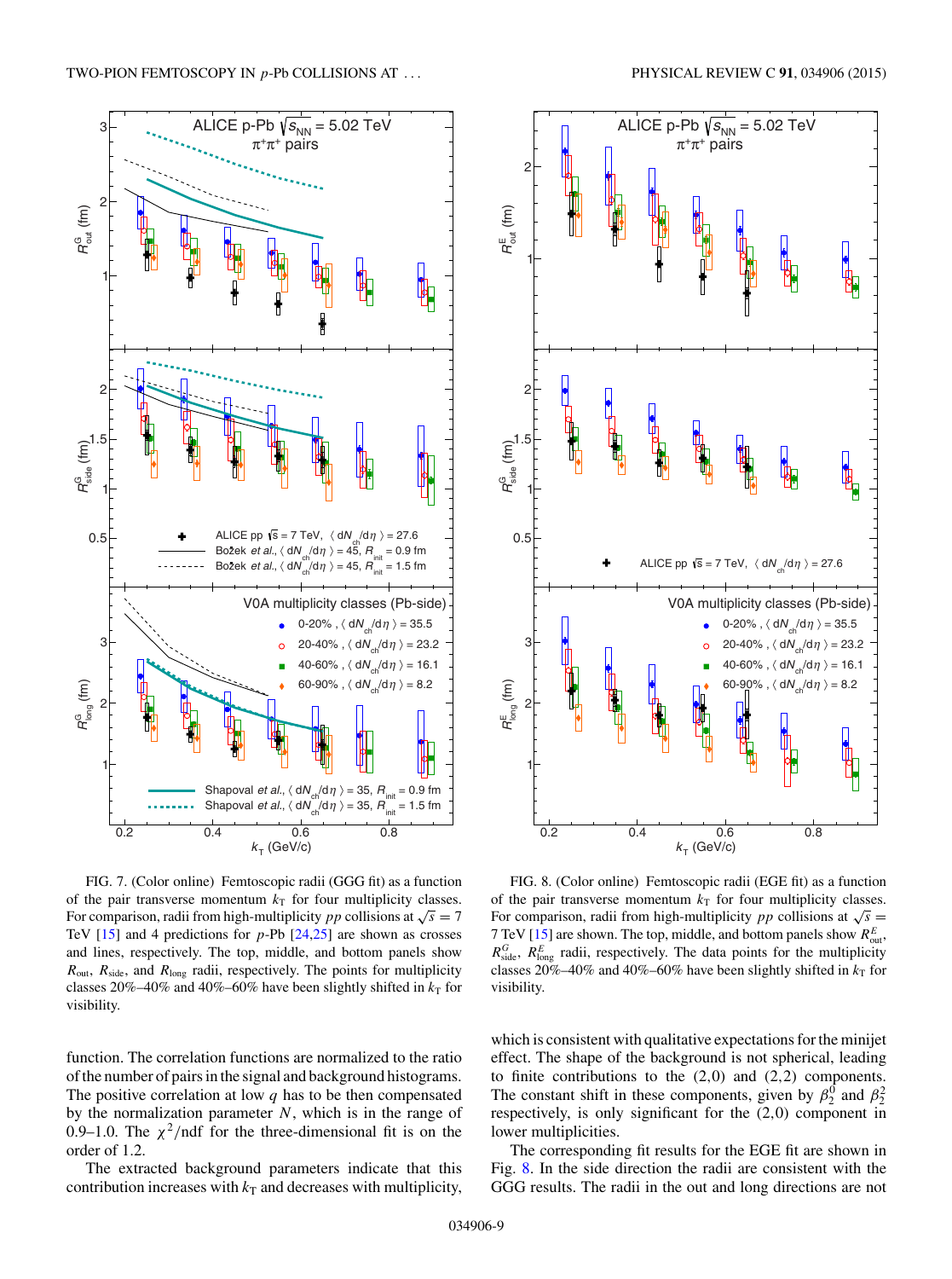FIG. 7. (Color online) Femtoscopic radii (GGG fit) as a function of the pair transverse momentum $k_T$ for four multiplicity classes. For comparison, radii from high-multiplicity $pp$ collisions at $\sqrt{s} = 7$ TeV [15] and 4 predictions for $p$-Pb [24,25] are shown as crosses and lines, respectively. The top, middle, and bottom panels show $R_{out}$, $R_{side}$, and $R_{long}$ radii, respectively. The points for multiplicity classes 20%–40% and 40%–60% have been slightly shifted in $k_T$ for visibility.

FIG. 8. (Color online) Femtoscopic radii (EGE fit) as a function of the pair transverse momentum $k_T$ for four multiplicity classes. For comparison, radii from high-multiplicity $pp$ collisions at $\sqrt{s} = 7$ TeV [15] are shown. The top, middle, and bottom panels show $R^E_{out}$, $R^G_{side}$, $R^E_{long}$ radii, respectively. The data points for the multiplicity classes 20%–40% and 40%–60% have been slightly shifted in $k_T$ for visibility.

function. The correlation functions are normalized to the ratio of the number of pairs in the signal and background histograms. The positive correlation at low $q$ has to be then compensated by the normalization parameter $N$, which is in the range of 0.9–1.0. The $\chi^2$/ndf for the three-dimensional fit is on the order of 1.2.

The extracted background parameters indicate that this contribution increases with $k_T$ and decreases with multiplicity, which is consistent with qualitative expectations for the minijet effect. The shape of the background is not spherical, leading to finite contributions to the (2,0) and (2,2) components. The constant shift in these components, given by $\beta_2^0$ and $\beta_2^2$ respectively, is only significant for the (2,0) component in lower multiplicities.

The corresponding fit results for the EGE fit are shown in Fig. 8. In the side direction the radii are consistent with the GGG results. The radii in the out and long directions are not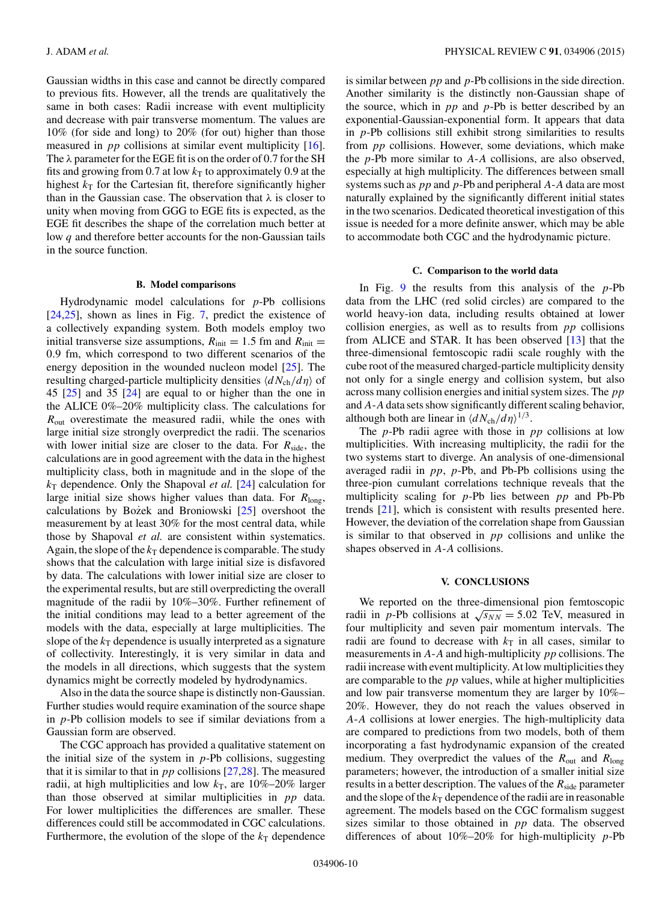Gaussian widths in this case and cannot be directly compared to previous fits. However, all the trends are qualitatively the same in both cases: Radii increase with event multiplicity and decrease with pair transverse momentum. The values are 10% (for side and long) to 20% (for out) higher than those measured in *pp* collisions at similar event multiplicity [16]. The $\lambda$ parameter for the EGE fit is on the order of 0.7 for the SH fits and growing from 0.7 at low $k_T$ to approximately 0.9 at the highest $k_T$ for the Cartesian fit, therefore significantly higher than in the Gaussian case. The observation that $\lambda$ is closer to unity when moving from GGG to EGE fits is expected, as the EGE fit describes the shape of the correlation much better at low $q$ and therefore better accounts for the non-Gaussian tails in the source function.

### B. Model comparisons

Hydrodynamic model calculations for *p*-Pb collisions [24,25], shown as lines in Fig. 7, predict the existence of a collectively expanding system. Both models employ two initial transverse size assumptions, $R_{\mathrm{init}} = 1.5$ fm and $R_{\mathrm{init}} = 0.9$ fm, which correspond to two different scenarios of the energy deposition in the wounded nucleon model [25]. The resulting charged-particle multiplicity densities $\langle dN_{\mathrm{ch}}/d\eta \rangle$ of 45 [25] and 35 [24] are equal to or higher than the one in the ALICE 0%–20% multiplicity class. The calculations for $R_{\mathrm{out}}$ overestimate the measured radii, while the ones with large initial size strongly overpredict the radii. The scenarios with lower initial size are closer to the data. For $R_{\mathrm{side}}$, the calculations are in good agreement with the data in the highest multiplicity class, both in magnitude and in the slope of the $k_T$ dependence. Only the Shapoval *et al.* [24] calculation for large initial size shows higher values than data. For $R_{\mathrm{long}}$, calculations by Bożek and Broniowski [25] overshoot the measurement by at least 30% for the most central data, while those by Shapoval *et al.* are consistent within systematics. Again, the slope of the $k_T$ dependence is comparable. The study shows that the calculation with large initial size is disfavored by data. The calculations with lower initial size are closer to the experimental results, but are still overpredicting the overall magnitude of the radii by 10%–30%. Further refinement of the initial conditions may lead to a better agreement of the models with the data, especially at large multiplicities. The slope of the $k_T$ dependence is usually interpreted as a signature of collectivity. Interestingly, it is very similar in data and the models in all directions, which suggests that the system dynamics might be correctly modeled by hydrodynamics.

Also in the data the source shape is distinctly non-Gaussian. Further studies would require examination of the source shape in *p*-Pb collision models to see if similar deviations from a Gaussian form are observed.

The CGC approach has provided a qualitative statement on the initial size of the system in *p*-Pb collisions, suggesting that it is similar to that in *pp* collisions [27,28]. The measured radii, at high multiplicities and low $k_T$, are 10%–20% larger than those observed at similar multiplicities in *pp* data. For lower multiplicities the differences are smaller. These differences could still be accommodated in CGC calculations. Furthermore, the evolution of the slope of the $k_T$ dependence is similar between *pp* and *p*-Pb collisions in the side direction. Another similarity is the distinctly non-Gaussian shape of the source, which in *pp* and *p*-Pb is better described by an exponential-Gaussian-exponential form. It appears that data in *p*-Pb collisions still exhibit strong similarities to results from *pp* collisions. However, some deviations, which make the *p*-Pb more similar to *A*-*A* collisions, are also observed, especially at high multiplicity. The differences between small systems such as *pp* and *p*-Pb and peripheral *A*-*A* data are most naturally explained by the significantly different initial states in the two scenarios. Dedicated theoretical investigation of this issue is needed for a more definite answer, which may be able to accommodate both CGC and the hydrodynamic picture.

### C. Comparison to the world data

In Fig. 9 the results from this analysis of the *p*-Pb data from the LHC (red solid circles) are compared to the world heavy-ion data, including results obtained at lower collision energies, as well as to results from *pp* collisions from ALICE and STAR. It has been observed [13] that the three-dimensional femtoscopic radii scale roughly with the cube root of the measured charged-particle multiplicity density not only for a single energy and collision system, but also across many collision energies and initial system sizes. The *pp* and *A*-*A* data sets show significantly different scaling behavior, although both are linear in $\langle dN_{\mathrm{ch}}/d\eta \rangle^{1/3}$.

The *p*-Pb radii agree with those in *pp* collisions at low multiplicities. With increasing multiplicity, the radii for the two systems start to diverge. An analysis of one-dimensional averaged radii in *pp*, *p*-Pb, and Pb-Pb collisions using the three-pion cumulant correlations technique reveals that the multiplicity scaling for *p*-Pb lies between *pp* and Pb-Pb trends [21], which is consistent with results presented here. However, the deviation of the correlation shape from Gaussian is similar to that observed in *pp* collisions and unlike the shapes observed in *A*-*A* collisions.

## V. CONCLUSIONS

We reported on the three-dimensional pion femtoscopic radii in *p*-Pb collisions at $\sqrt{s_{NN}} = 5.02$ TeV, measured in four multiplicity and seven pair momentum intervals. The radii are found to decrease with $k_T$ in all cases, similar to measurements in *A*-*A* and high-multiplicity *pp* collisions. The radii increase with event multiplicity. At low multiplicities they are comparable to the *pp* values, while at higher multiplicities and low pair transverse momentum they are larger by 10%–20%. However, they do not reach the values observed in *A*-*A* collisions at lower energies. The high-multiplicity data are compared to predictions from two models, both of them incorporating a fast hydrodynamic expansion of the created medium. They overpredict the values of the $R_{\mathrm{out}}$ and $R_{\mathrm{long}}$ parameters; however, the introduction of a smaller initial size results in a better description. The values of the $R_{\mathrm{side}}$ parameter and the slope of the $k_T$ dependence of the radii are in reasonable agreement. The models based on the CGC formalism suggest sizes similar to those obtained in *pp* data. The observed differences of about 10%–20% for high-multiplicity *p*-Pb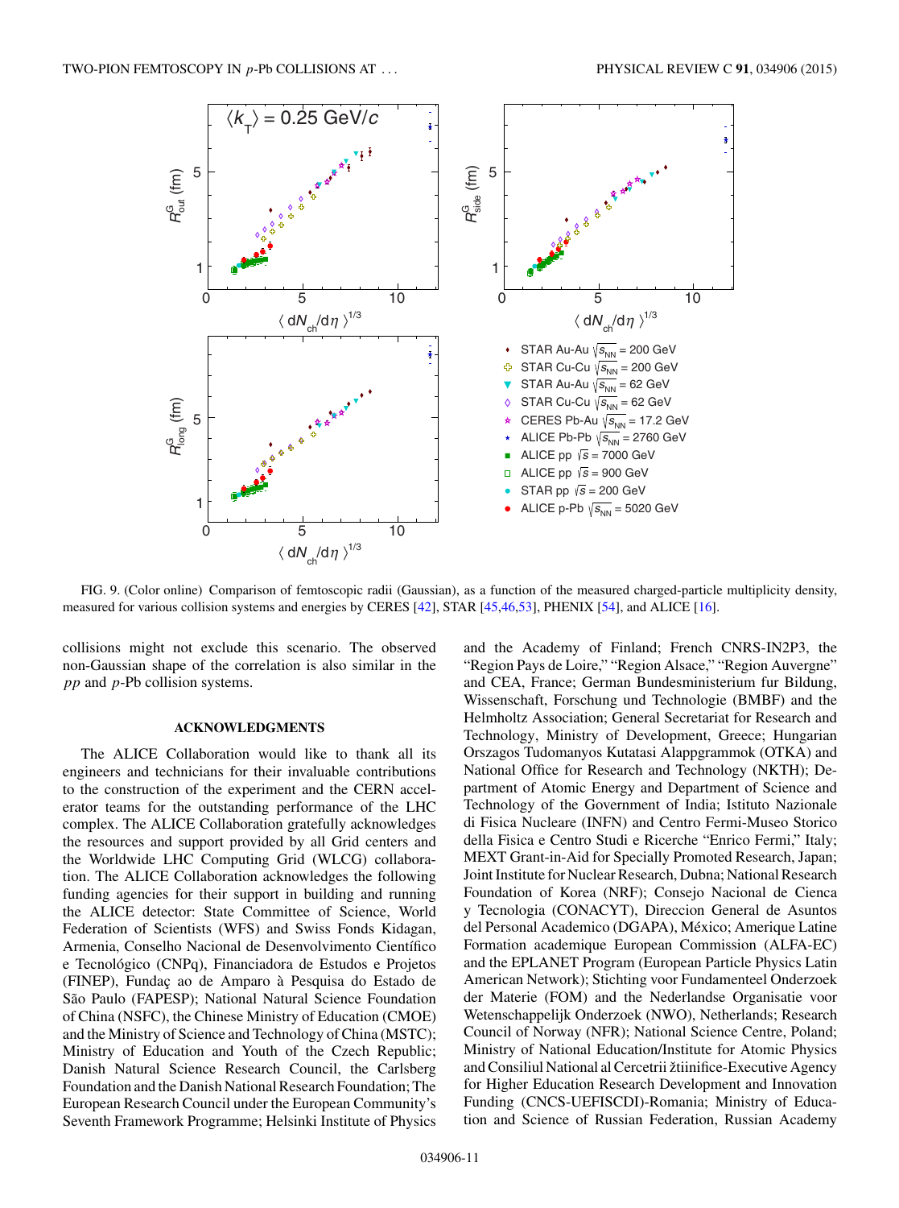FIG. 9. (Color online) Comparison of femtoscopic radii (Gaussian), as a function of the measured charged-particle multiplicity density, measured for various collision systems and energies by CERES [42], STAR [45,46,53], PHENIX [54], and ALICE [16].

collisions might not exclude this scenario. The observed non-Gaussian shape of the correlation is also similar in the *pp* and *p*-Pb collision systems.

## ACKNOWLEDGMENTS

The ALICE Collaboration would like to thank all its engineers and technicians for their invaluable contributions to the construction of the experiment and the CERN accelerator teams for the outstanding performance of the LHC complex. The ALICE Collaboration gratefully acknowledges the resources and support provided by all Grid centers and the Worldwide LHC Computing Grid (WLCG) collaboration. The ALICE Collaboration acknowledges the following funding agencies for their support in building and running the ALICE detector: State Committee of Science, World Federation of Scientists (WFS) and Swiss Fonds Kidagan, Armenia, Conselho Nacional de Desenvolvimento Científico e Tecnológico (CNPq), Financiadora de Estudos e Projetos (FINEP), Fundaç ao de Amparo à Pesquisa do Estado de São Paulo (FAPESP); National Natural Science Foundation of China (NSFC), the Chinese Ministry of Education (CMOE) and the Ministry of Science and Technology of China (MSTC); Ministry of Education and Youth of the Czech Republic; Danish Natural Science Research Council, the Carlsberg Foundation and the Danish National Research Foundation; The European Research Council under the European Community's Seventh Framework Programme; Helsinki Institute of Physics and the Academy of Finland; French CNRS-IN2P3, the "Region Pays de Loire," "Region Alsace," "Region Auvergne" and CEA, France; German Bundesministerium fur Bildung, Wissenschaft, Forschung und Technologie (BMBF) and the Helmholtz Association; General Secretariat for Research and Technology, Ministry of Development, Greece; Hungarian Orszagos Tudomanyos Kutatasi Alappgrammok (OTKA) and National Office for Research and Technology (NKTH); Department of Atomic Energy and Department of Science and Technology of the Government of India; Istituto Nazionale di Fisica Nucleare (INFN) and Centro Fermi-Museo Storico della Fisica e Centro Studi e Ricerche "Enrico Fermi," Italy; MEXT Grant-in-Aid for Specially Promoted Research, Japan; Joint Institute for Nuclear Research, Dubna; National Research Foundation of Korea (NRF); Consejo Nacional de Cienca y Tecnologia (CONACYT), Direccion General de Asuntos del Personal Academico (DGAPA), México; Amerique Latine Formation academique European Commission (ALFA-EC) and the EPLANET Program (European Particle Physics Latin American Network); Stichting voor Fundamenteel Onderzoek der Materie (FOM) and the Nederlandse Organisatie voor Wetenschappelijk Onderzoek (NWO), Netherlands; Research Council of Norway (NFR); National Science Centre, Poland; Ministry of National Education/Institute for Atomic Physics and Consiliul National al Cercetrii žtiinifice-Executive Agency for Higher Education Research Development and Innovation Funding (CNCS-UEFISCDI)-Romania; Ministry of Education and Science of Russian Federation, Russian Academy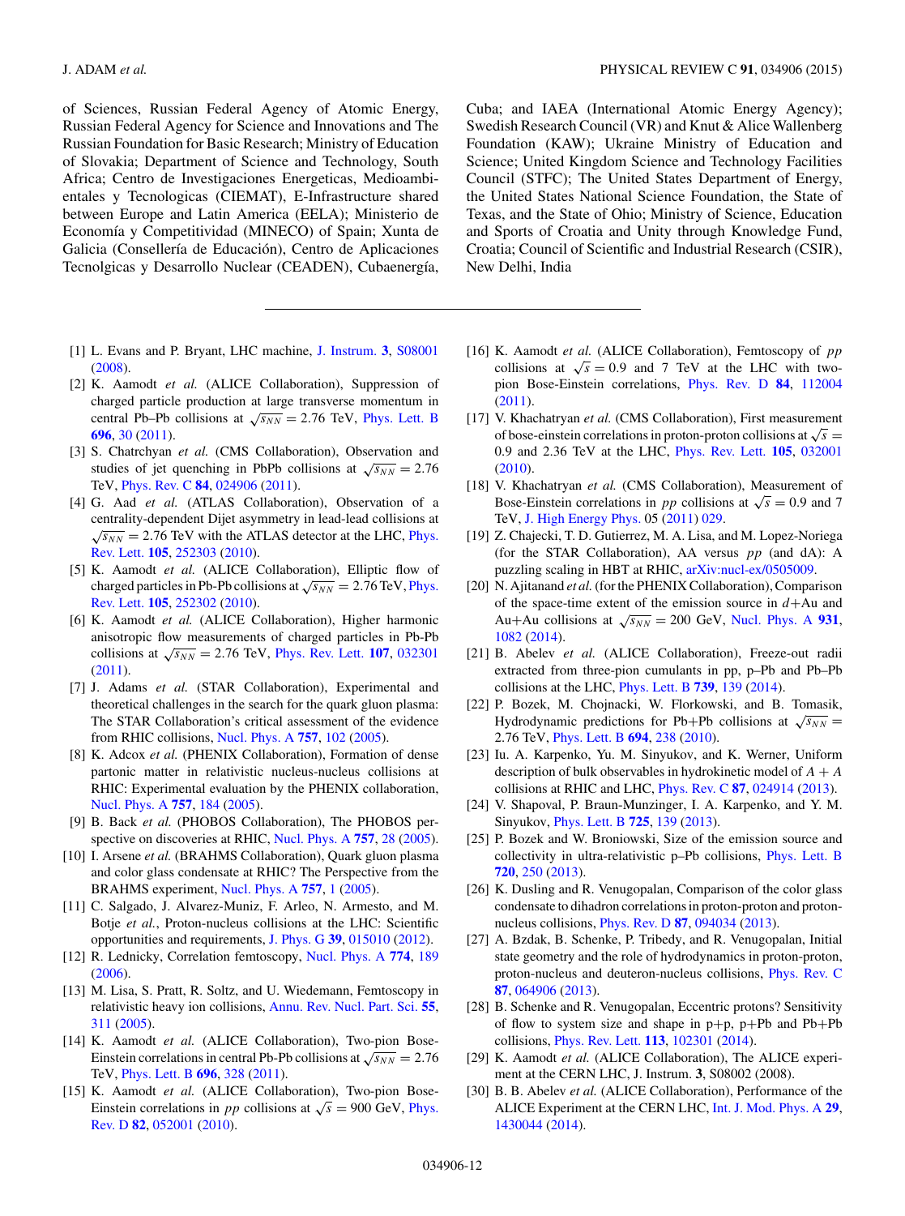of Sciences, Russian Federal Agency of Atomic Energy, Russian Federal Agency for Science and Innovations and The Russian Foundation for Basic Research; Ministry of Education of Slovakia; Department of Science and Technology, South Africa; Centro de Investigaciones Energeticas, Medioambientales y Tecnologicas (CIEMAT), E-Infrastructure shared between Europe and Latin America (EELA); Ministerio de Economía y Competitividad (MINECO) of Spain; Xunta de Galicia (Consellería de Educación), Centro de Aplicaciones Tecnolgicas y Desarrollo Nuclear (CEADEN), Cubaenergía, Cuba; and IAEA (International Atomic Energy Agency); Swedish Research Council (VR) and Knut & Alice Wallenberg Foundation (KAW); Ukraine Ministry of Education and Science; United Kingdom Science and Technology Facilities Council (STFC); The United States Department of Energy, the United States National Science Foundation, the State of Texas, and the State of Ohio; Ministry of Science, Education and Sports of Croatia and Unity through Knowledge Fund, Croatia; Council of Scientific and Industrial Research (CSIR), New Delhi, India

---

[1] L. Evans and P. Bryant, LHC machine, J. Instrum. **3**, S08001 (2008).

[2] K. Aamodt *et al.* (ALICE Collaboration), Suppression of charged particle production at large transverse momentum in central Pb–Pb collisions at $\sqrt{s_{NN}} = 2.76$ TeV, Phys. Lett. B **696**, 30 (2011).

[3] S. Chatrchyan *et al.* (CMS Collaboration), Observation and studies of jet quenching in PbPb collisions at $\sqrt{s_{NN}} = 2.76$ TeV, Phys. Rev. C **84**, 024906 (2011).

[4] G. Aad *et al.* (ATLAS Collaboration), Observation of a centrality-dependent Dijet asymmetry in lead-lead collisions at $\sqrt{s_{NN}} = 2.76$ TeV with the ATLAS detector at the LHC, Phys. Rev. Lett. **105**, 252303 (2010).

[5] K. Aamodt *et al.* (ALICE Collaboration), Elliptic flow of charged particles in Pb-Pb collisions at $\sqrt{s_{NN}} = 2.76$ TeV, Phys. Rev. Lett. **105**, 252302 (2010).

[6] K. Aamodt *et al.* (ALICE Collaboration), Higher harmonic anisotropic flow measurements of charged particles in Pb-Pb collisions at $\sqrt{s_{NN}} = 2.76$ TeV, Phys. Rev. Lett. **107**, 032301 (2011).

[7] J. Adams *et al.* (STAR Collaboration), Experimental and theoretical challenges in the search for the quark gluon plasma: The STAR Collaboration's critical assessment of the evidence from RHIC collisions, Nucl. Phys. A **757**, 102 (2005).

[8] K. Adcox *et al.* (PHENIX Collaboration), Formation of dense partonic matter in relativistic nucleus-nucleus collisions at RHIC: Experimental evaluation by the PHENIX collaboration, Nucl. Phys. A **757**, 184 (2005).

[9] B. Back *et al.* (PHOBOS Collaboration), The PHOBOS perspective on discoveries at RHIC, Nucl. Phys. A **757**, 28 (2005).

[10] I. Arsene *et al.* (BRAHMS Collaboration), Quark gluon plasma and color glass condensate at RHIC? The Perspective from the BRAHMS experiment, Nucl. Phys. A **757**, 1 (2005).

[11] C. Salgado, J. Alvarez-Muniz, F. Arleo, N. Armesto, and M. Botje *et al.*, Proton-nucleus collisions at the LHC: Scientific opportunities and requirements, J. Phys. G **39**, 015010 (2012).

[12] R. Lednicky, Correlation femtoscopy, Nucl. Phys. A **774**, 189 (2006).

[13] M. Lisa, S. Pratt, R. Soltz, and U. Wiedemann, Femtoscopy in relativistic heavy ion collisions, Annu. Rev. Nucl. Part. Sci. **55**, 311 (2005).

[14] K. Aamodt *et al.* (ALICE Collaboration), Two-pion Bose-Einstein correlations in central Pb-Pb collisions at $\sqrt{s_{NN}} = 2.76$ TeV, Phys. Lett. B **696**, 328 (2011).

[15] K. Aamodt *et al.* (ALICE Collaboration), Two-pion Bose-Einstein correlations in *pp* collisions at $\sqrt{s} = 900$ GeV, Phys. Rev. D **82**, 052001 (2010).

[16] K. Aamodt *et al.* (ALICE Collaboration), Femtoscopy of *pp* collisions at $\sqrt{s} = 0.9$ and 7 TeV at the LHC with two-pion Bose-Einstein correlations, Phys. Rev. D **84**, 112004 (2011).

[17] V. Khachatryan *et al.* (CMS Collaboration), First measurement of bose-einstein correlations in proton-proton collisions at $\sqrt{s} = 0.9$ and 2.36 TeV at the LHC, Phys. Rev. Lett. **105**, 032001 (2010).

[18] V. Khachatryan *et al.* (CMS Collaboration), Measurement of Bose-Einstein correlations in *pp* collisions at $\sqrt{s} = 0.9$ and 7 TeV, J. High Energy Phys. 05 (2011) 029.

[19] Z. Chajecki, T. D. Gutierrez, M. A. Lisa, and M. Lopez-Noriega (for the STAR Collaboration), AA versus *pp* (and dA): A puzzling scaling in HBT at RHIC, arXiv:nucl-ex/0505009.

[20] N. Ajitanand *et al.* (for the PHENIX Collaboration), Comparison of the space-time extent of the emission source in $d$+Au and Au+Au collisions at $\sqrt{s_{NN}} = 200$ GeV, Nucl. Phys. A **931**, 1082 (2014).

[21] B. Abelev *et al.* (ALICE Collaboration), Freeze-out radii extracted from three-pion cumulants in pp, p–Pb and Pb–Pb collisions at the LHC, Phys. Lett. B **739**, 139 (2014).

[22] P. Bozek, M. Chojnacki, W. Florkowski, and B. Tomasik, Hydrodynamic predictions for Pb+Pb collisions at $\sqrt{s_{NN}} = 2.76$ TeV, Phys. Lett. B **694**, 238 (2010).

[23] Iu. A. Karpenko, Yu. M. Sinyukov, and K. Werner, Uniform description of bulk observables in hydrokinetic model of $A + A$ collisions at RHIC and LHC, Phys. Rev. C **87**, 024914 (2013).

[24] V. Shapoval, P. Braun-Munzinger, I. A. Karpenko, and Y. M. Sinyukov, Phys. Lett. B **725**, 139 (2013).

[25] P. Bozek and W. Broniowski, Size of the emission source and collectivity in ultra-relativistic p–Pb collisions, Phys. Lett. B **720**, 250 (2013).

[26] K. Dusling and R. Venugopalan, Comparison of the color glass condensate to dihadron correlations in proton-proton and proton-nucleus collisions, Phys. Rev. D **87**, 094034 (2013).

[27] A. Bzdak, B. Schenke, P. Tribedy, and R. Venugopalan, Initial state geometry and the role of hydrodynamics in proton-proton, proton-nucleus and deuteron-nucleus collisions, Phys. Rev. C **87**, 064906 (2013).

[28] B. Schenke and R. Venugopalan, Eccentric protons? Sensitivity of flow to system size and shape in p+p, p+Pb and Pb+Pb collisions, Phys. Rev. Lett. **113**, 102301 (2014).

[29] K. Aamodt *et al.* (ALICE Collaboration), The ALICE experiment at the CERN LHC, J. Instrum. **3**, S08002 (2008).

[30] B. B. Abelev *et al.* (ALICE Collaboration), Performance of the ALICE Experiment at the CERN LHC, Int. J. Mod. Phys. A **29**, 1430044 (2014).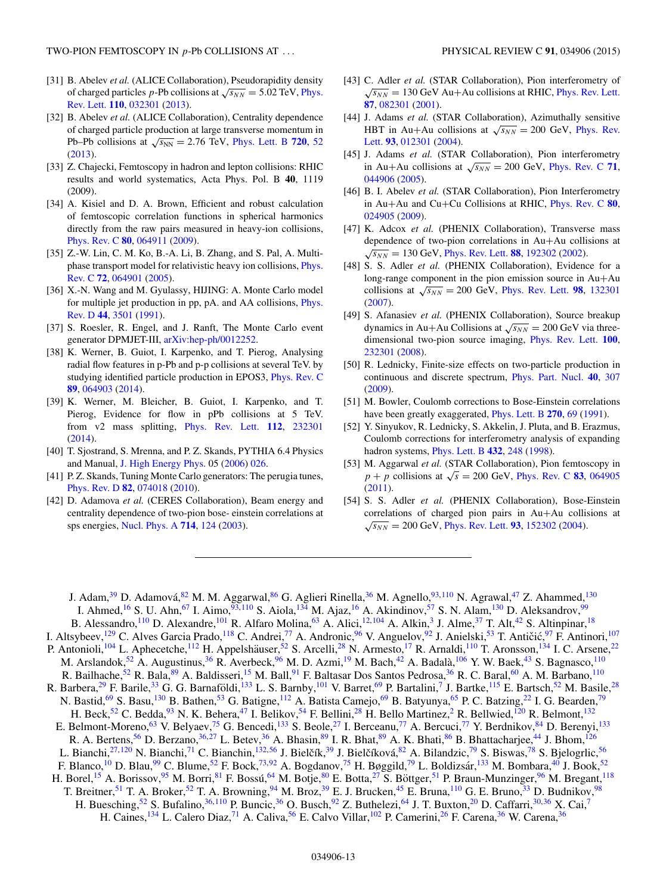[31] B. Abelev *et al.* (ALICE Collaboration), Pseudorapidity density of charged particles $p$-Pb collisions at $\sqrt{s_{NN}} = 5.02$ TeV, Phys. Rev. Lett. **110**, 032301 (2013).

[32] B. Abelev *et al.* (ALICE Collaboration), Centrality dependence of charged particle production at large transverse momentum in Pb–Pb collisions at $\sqrt{s_{\rm NN}} = 2.76$ TeV, Phys. Lett. B **720**, 52 (2013).

[33] Z. Chajecki, Femtoscopy in hadron and lepton collisions: RHIC results and world systematics, Acta Phys. Pol. B **40**, 1119 (2009).

[34] A. Kisiel and D. A. Brown, Efficient and robust calculation of femtoscopic correlation functions in spherical harmonics directly from the raw pairs measured in heavy-ion collisions, Phys. Rev. C **80**, 064911 (2009).

[35] Z.-W. Lin, C. M. Ko, B.-A. Li, B. Zhang, and S. Pal, A Multi-phase transport model for relativistic heavy ion collisions, Phys. Rev. C **72**, 064901 (2005).

[36] X.-N. Wang and M. Gyulassy, HIJING: A Monte Carlo model for multiple jet production in pp, pA. and AA collisions, Phys. Rev. D **44**, 3501 (1991).

[37] S. Roesler, R. Engel, and J. Ranft, The Monte Carlo event generator DPMJET-III, arXiv:hep-ph/0012252.

[38] K. Werner, B. Guiot, I. Karpenko, and T. Pierog, Analysing radial flow features in p-Pb and p-p collisions at several TeV. by studying identified particle production in EPOS3, Phys. Rev. C **89**, 064903 (2014).

[39] K. Werner, M. Bleicher, B. Guiot, I. Karpenko, and T. Pierog, Evidence for flow in pPb collisions at 5 TeV. from v2 mass splitting, Phys. Rev. Lett. **112**, 232301 (2014).

[40] T. Sjostrand, S. Mrenna, and P. Z. Skands, PYTHIA 6.4 Physics and Manual, J. High Energy Phys. 05 (2006) 026.

[41] P. Z. Skands, Tuning Monte Carlo generators: The perugia tunes, Phys. Rev. D **82**, 074018 (2010).

[42] D. Adamova *et al.* (CERES Collaboration), Beam energy and centrality dependence of two-pion bose- einstein correlations at sps energies, Nucl. Phys. A **714**, 124 (2003).

[43] C. Adler *et al.* (STAR Collaboration), Pion interferometry of $\sqrt{s_{NN}} = 130$ GeV Au+Au collisions at RHIC, Phys. Rev. Lett. **87**, 082301 (2001).

[44] J. Adams *et al.* (STAR Collaboration), Azimuthally sensitive HBT in Au+Au collisions at $\sqrt{s_{NN}} = 200$ GeV, Phys. Rev. Lett. **93**, 012301 (2004).

[45] J. Adams *et al.* (STAR Collaboration), Pion interferometry in Au+Au collisions at $\sqrt{s_{NN}} = 200$ GeV, Phys. Rev. C **71**, 044906 (2005).

[46] B. I. Abelev *et al.* (STAR Collaboration), Pion Interferometry in Au+Au and Cu+Cu Collisions at RHIC, Phys. Rev. C **80**, 024905 (2009).

[47] K. Adcox *et al.* (PHENIX Collaboration), Transverse mass dependence of two-pion correlations in Au+Au collisions at $\sqrt{s_{NN}} = 130$ GeV, Phys. Rev. Lett. **88**, 192302 (2002).

[48] S. S. Adler *et al.* (PHENIX Collaboration), Evidence for a long-range component in the pion emission source in Au+Au collisions at $\sqrt{s_{NN}} = 200$ GeV, Phys. Rev. Lett. **98**, 132301 (2007).

[49] S. Afanasiev *et al.* (PHENIX Collaboration), Source breakup dynamics in Au+Au Collisions at $\sqrt{s_{NN}} = 200$ GeV via three-dimensional two-pion source imaging, Phys. Rev. Lett. **100**, 232301 (2008).

[50] R. Lednicky, Finite-size effects on two-particle production in continuous and discrete spectrum, Phys. Part. Nucl. **40**, 307 (2009).

[51] M. Bowler, Coulomb corrections to Bose-Einstein correlations have been greatly exaggerated, Phys. Lett. B **270**, 69 (1991).

[52] Y. Sinyukov, R. Lednicky, S. Akkelin, J. Pluta, and B. Erazmus, Coulomb corrections for interferometry analysis of expanding hadron systems, Phys. Lett. B **432**, 248 (1998).

[53] M. Aggarwal *et al.* (STAR Collaboration), Pion femtoscopy in $p + p$ collisions at $\sqrt{s} = 200$ GeV, Phys. Rev. C **83**, 064905 (2011).

[54] S. S. Adler *et al.* (PHENIX Collaboration), Bose-Einstein correlations of charged pion pairs in Au+Au collisions at $\sqrt{s_{NN}} = 200$ GeV, Phys. Rev. Lett. **93**, 152302 (2004).

---

J. Adam,[39] D. Adamová,[82] M. M. Aggarwal,[86] G. Aglieri Rinella,[36] M. Agnello,[93,110] N. Agrawal,[47] Z. Ahammed,[130] I. Ahmed,[16] S. U. Ahn,[67] I. Aimo,[93,110] S. Aiola,[134] M. Ajaz,[16] A. Akindinov,[57] S. N. Alam,[130] D. Aleksandrov,[99] B. Alessandro,[110] D. Alexandre,[101] R. Alfaro Molina,[63] A. Alici,[12,104] A. Alkin,[3] J. Alme,[37] T. Alt,[42] S. Altinpinar,[18] I. Altsybeev,[129] C. Alves Garcia Prado,[118] C. Andrei,[77] A. Andronic,[96] V. Anguelov,[92] J. Anielski,[53] T. Antičić,[97] F. Antinori,[107] P. Antonioli,[104] L. Aphecetche,[112] H. Appelshäuser,[52] S. Arcelli,[28] N. Armesto,[17] R. Arnaldi,[110] T. Aronsson,[134] I. C. Arsene,[22] M. Arslandok,[52] A. Augustinus,[36] R. Averbeck,[96] M. D. Azmi,[19] M. Bach,[42] A. Badalà,[106] Y. W. Baek,[43] S. Bagnasco,[110] R. Bailhache,[52] R. Bala,[89] A. Baldisseri,[15] M. Ball,[91] F. Baltasar Dos Santos Pedrosa,[36] R. C. Baral,[60] A. M. Barbano,[110] R. Barbera,[29] F. Barile,[33] G. G. Barnaföldi,[133] L. S. Barnby,[101] V. Barret,[69] P. Bartalini,[7] J. Bartke,[115] E. Bartsch,[52] M. Basile,[28] N. Bastid,[69] S. Basu,[130] B. Bathen,[53] G. Batigne,[112] A. Batista Camejo,[69] B. Batyunya,[65] P. C. Batzing,[22] I. G. Bearden,[79] H. Beck,[52] C. Bedda,[93] N. K. Behera,[47] I. Belikov,[54] F. Bellini,[28] H. Bello Martinez,[2] R. Bellwied,[120] R. Belmont,[132] E. Belmont-Moreno,[63] V. Belyaev,[75] G. Bencedi,[133] S. Beole,[27] I. Berceanu,[77] A. Bercuci,[77] Y. Berdnikov,[84] D. Berenyi,[133] R. A. Bertens,[56] D. Berzano,[36,27] L. Betev,[36] A. Bhasin,[89] I. R. Bhat,[89] A. K. Bhati,[86] B. Bhattacharjee,[44] J. Bhom,[126] L. Bianchi,[27,120] N. Bianchi,[71] C. Bianchin,[132,56] J. Bielčík,[39] J. Bielčíková,[82] A. Bilandzic,[79] S. Biswas,[78] S. Bjelogrlic,[56] F. Blanco,[10] D. Blau,[99] C. Blume,[52] F. Bock,[73,92] A. Bogdanov,[75] H. Bøggild,[79] L. Boldizsár,[133] M. Bombara,[40] J. Book,[52] H. Borel,[15] A. Borissov,[95] M. Borri,[81] F. Bossú,[64] M. Botje,[80] E. Botta,[27] S. Böttger,[51] P. Braun-Munzinger,[96] M. Bregant,[118] T. Breitner,[51] T. A. Broker,[52] T. A. Browning,[94] M. Broz,[39] E. J. Brucken,[45] E. Bruna,[110] G. E. Bruno,[33] D. Budnikov,[98] H. Buesching,[52] S. Bufalino,[36,110] P. Buncic,[36] O. Busch,[92] Z. Buthelezi,[64] J. T. Buxton,[20] D. Caffarri,[30,36] X. Cai,[7] H. Caines,[134] L. Calero Diaz,[71] A. Caliva,[56] E. Calvo Villar,[102] P. Camerini,[26] F. Carena,[36] W. Carena,[36]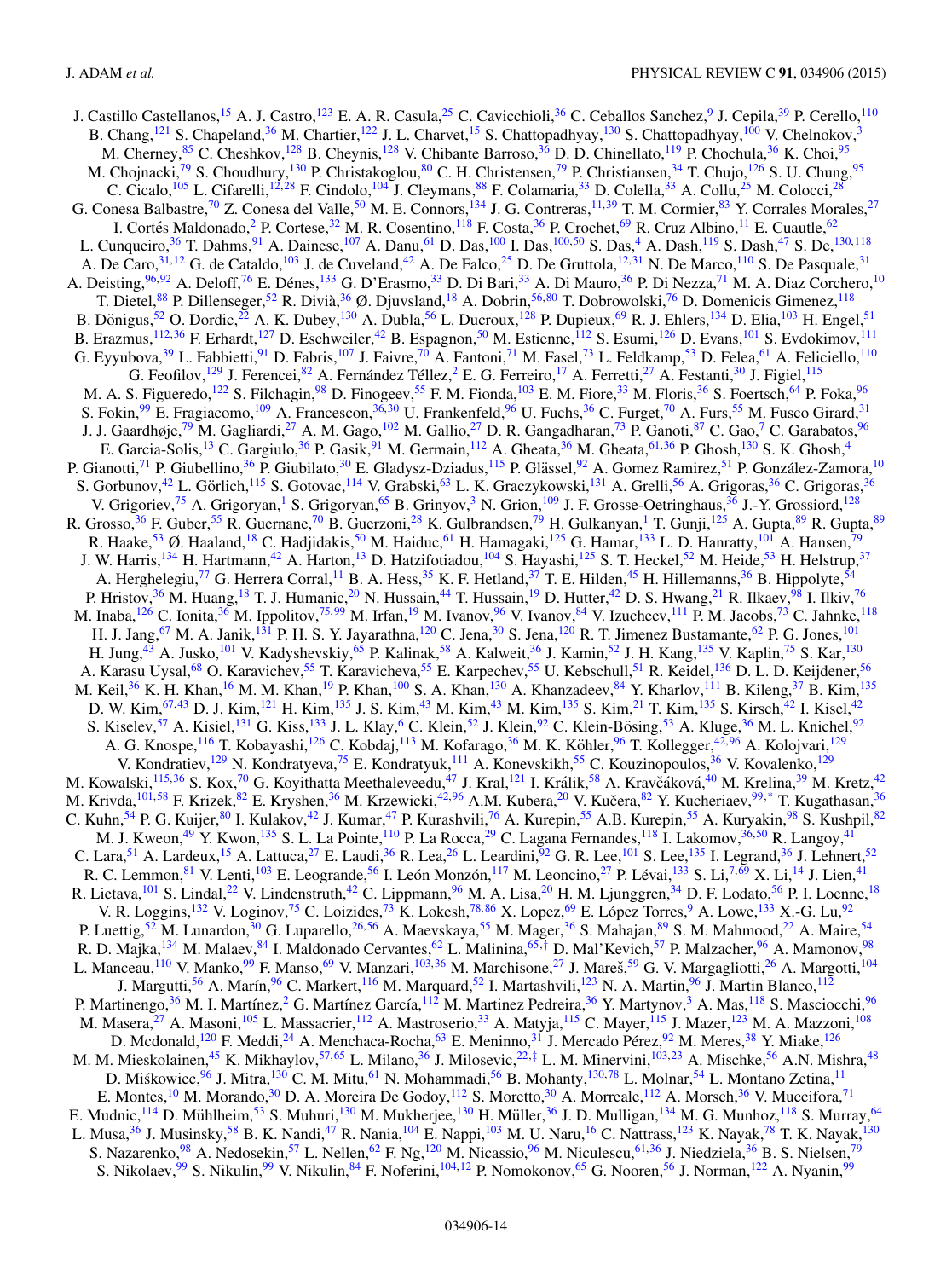J. Castillo Castellanos,[15] A. J. Castro,[123] E. A. R. Casula,[25] C. Cavicchioli,[36] C. Ceballos Sanchez,[9] J. Cepila,[39] P. Cerello,[110] B. Chang,[121] S. Chapeland,[36] M. Chartier,[122] J. L. Charvet,[15] S. Chattopadhyay,[130] S. Chattopadhyay,[100] V. Chelnokov,[3] M. Cherney,[85] C. Cheshkov,[128] B. Cheynis,[128] V. Chibante Barroso,[36] D. D. Chinellato,[119] P. Chochula,[36] K. Choi,[95] M. Chojnacki,[79] S. Choudhury,[130] P. Christakoglou,[80] C. H. Christensen,[79] P. Christiansen,[34] T. Chujo,[126] S. U. Chung,[95] C. Cicalo,[105] L. Cifarelli,[12,28] F. Cindolo,[104] J. Cleymans,[88] F. Colamaria,[33] D. Colella,[33] A. Collu,[25] M. Colocci,[28] G. Conesa Balbastre,[70] Z. Conesa del Valle,[50] M. E. Connors,[134] J. G. Contreras,[11,39] T. M. Cormier,[83] Y. Corrales Morales,[27] I. Cortés Maldonado,[2] P. Cortese,[32] M. R. Cosentino,[118] F. Costa,[36] P. Crochet,[69] R. Cruz Albino,[11] E. Cuautle,[62] L. Cunqueiro,[36] T. Dahms,[91] A. Dainese,[107] A. Danu,[61] D. Das,[100] I. Das,[100,50] S. Das,[4] A. Dash,[119] S. Dash,[47] S. De,[130,118] A. De Caro,[31,12] G. de Cataldo,[103] J. de Cuveland,[42] A. De Falco,[25] D. De Gruttola,[12,31] N. De Marco,[110] S. De Pasquale,[31] A. Deisting,[96,92] A. Deloff,[76] E. Dénes,[133] G. D'Erasmo,[33] D. Di Bari,[33] A. Di Mauro,[36] P. Di Nezza,[71] M. A. Diaz Corchero,[10] T. Dietel,[88] P. Dillenseger,[52] R. Divià,[36] Ø. Djuvsland,[18] A. Dobrin,[56,80] T. Dobrowolski,[76] D. Domenicis Gimenez,[118] B. Dönigus,[52] O. Dordic,[22] A. K. Dubey,[130] A. Dubla,[56] L. Ducroux,[128] P. Dupieux,[69] R. J. Ehlers,[134] D. Elia,[103] H. Engel,[51] B. Erazmus,[112,36] F. Erhardt,[127] D. Eschweiler,[42] B. Espagnon,[50] M. Estienne,[112] S. Esumi,[126] D. Evans,[101] S. Evdokimov,[111] G. Eyyubova,[39] L. Fabbietti,[91] D. Fabris,[107] J. Faivre,[70] A. Fantoni,[71] M. Fasel,[73] L. Feldkamp,[53] D. Felea,[61] A. Feliciello,[110] G. Feofilov,[129] J. Ferencei,[82] A. Fernández Téllez,[2] E. G. Ferreiro,[17] A. Ferretti,[27] A. Festanti,[30] J. Figiel,[115] M. A. S. Figueredo,[122] S. Filchagin,[98] D. Finogeev,[55] F. M. Fionda,[103] E. M. Fiore,[33] M. Floris,[36] S. Foertsch,[64] P. Foka,[96] S. Fokin,[99] E. Fragiacomo,[109] A. Francescon,[36,30] U. Frankenfeld,[96] U. Fuchs,[36] C. Furget,[70] A. Furs,[55] M. Fusco Girard,[31] J. J. Gaardhøje,[79] M. Gagliardi,[27] A. M. Gago,[102] M. Gallio,[27] D. R. Gangadharan,[73] P. Ganoti,[87] C. Gao,[7] C. Garabatos,[96] E. Garcia-Solis,[13] C. Gargiulo,[36] P. Gasik,[91] M. Germain,[112] A. Gheata,[36] M. Gheata,[61,36] P. Ghosh,[130] S. K. Ghosh,[4] P. Gianotti,[71] P. Giubellino,[36] P. Giubilato,[30] E. Gladysz-Dziadus,[115] P. Glässel,[92] A. Gomez Ramirez,[51] P. González-Zamora,[10] S. Gorbunov,[42] L. Görlich,[115] S. Gotovac,[114] V. Grabski,[63] L. K. Graczykowski,[131] A. Grelli,[56] A. Grigoras,[36] C. Grigoras,[36] V. Grigoriev,[75] A. Grigoryan,[1] S. Grigoryan,[65] B. Grinyov,[3] N. Grion,[109] J. F. Grosse-Oetringhaus,[36] J.-Y. Grossiord,[128] R. Grosso,[36] F. Guber,[55] R. Guernane,[70] B. Guerzoni,[28] K. Gulbrandsen,[79] H. Gulkanyan,[1] T. Gunji,[125] A. Gupta,[89] R. Gupta,[89] R. Haake,[53] Ø. Haaland,[18] C. Hadjidakis,[50] M. Haiduc,[61] H. Hamagaki,[125] G. Hamar,[133] L. D. Hanratty,[101] A. Hansen,[79] J. W. Harris,[134] H. Hartmann,[42] A. Harton,[13] D. Hatzifotiadou,[104] S. Hayashi,[125] S. T. Heckel,[52] M. Heide,[53] H. Helstrup,[37] A. Herghelegiu,[77] G. Herrera Corral,[11] B. A. Hess,[35] K. F. Hetland,[37] T. E. Hilden,[45] H. Hillemanns,[36] B. Hippolyte,[54] P. Hristov,[36] M. Huang,[18] T. J. Humanic,[20] N. Hussain,[44] T. Hussain,[19] D. Hutter,[42] D. S. Hwang,[21] R. Ilkaev,[98] I. Ilkiv,[76] M. Inaba,[126] C. Ionita,[36] M. Ippolitov,[75,99] M. Irfan,[19] M. Ivanov,[96] V. Ivanov,[84] V. Izucheev,[111] P. M. Jacobs,[73] C. Jahnke,[118] H. J. Jang,[67] M. A. Janik,[131] P. H. S. Y. Jayarathna,[120] C. Jena,[30] S. Jena,[120] R. T. Jimenez Bustamante,[62] P. G. Jones,[101] H. Jung,[43] A. Jusko,[101] V. Kadyshevskiy,[65] P. Kalinak,[58] A. Kalweit,[36] J. Kamin,[52] J. H. Kang,[135] V. Kaplin,[75] S. Kar,[130] A. Karasu Uysal,[68] O. Karavichev,[55] T. Karavicheva,[55] E. Karpechev,[55] U. Kebschull,[51] R. Keidel,[136] D. L. D. Keijdener,[56] M. Keil,[36] K. H. Khan,[16] M. M. Khan,[19] P. Khan,[100] S. A. Khan,[130] A. Khanzadeev,[84] Y. Kharlov,[111] B. Kileng,[37] B. Kim,[135] D. W. Kim,[67,43] D. J. Kim,[121] H. Kim,[135] J. S. Kim,[43] M. Kim,[43] M. Kim,[135] S. Kim,[21] T. Kim,[135] S. Kirsch,[42] I. Kisel,[42] S. Kiselev,[57] A. Kisiel,[131] G. Kiss,[133] J. L. Klay,[6] C. Klein,[52] J. Klein,[92] C. Klein-Bösing,[53] A. Kluge,[36] M. L. Knichel,[92] A. G. Knospe,[116] T. Kobayashi,[126] C. Kobdaj,[113] M. Kofarago,[36] M. K. Köhler,[96] T. Kollegger,[42,96] A. Kolojvari,[129] V. Kondratiev,[129] N. Kondratyeva,[75] E. Kondratyuk,[111] A. Konevskikh,[55] C. Kouzinopoulos,[36] V. Kovalenko,[129] M. Kowalski,[115,36] S. Kox,[70] G. Koyithatta Meethaleveedu,[47] J. Kral,[121] I. Králik,[58] A. Kravčáková,[40] M. Krelina,[39] M. Kretz,[42] M. Krivda,[101,58] F. Krizek,[82] E. Kryshen,[36] M. Krzewicki,[42,96] A.M. Kubera,[20] V. Kučera,[82] Y. Kucheriaev,[99,*] T. Kugathasan,[36] C. Kuhn,[54] P. G. Kuijer,[80] I. Kulakov,[42] J. Kumar,[47] P. Kurashvili,[76] A. Kurepin,[55] A.B. Kurepin,[55] A. Kuryakin,[98] S. Kushpil,[82] M. J. Kweon,[49] Y. Kwon,[135] S. L. La Pointe,[110] P. La Rocca,[29] C. Lagana Fernandes,[118] I. Lakomov,[36,50] R. Langoy,[41] C. Lara,[51] A. Lardeux,[15] A. Lattuca,[27] E. Laudi,[36] R. Lea,[26] L. Leardini,[92] G. R. Lee,[101] S. Lee,[135] I. Legrand,[36] J. Lehnert,[52] R. C. Lemmon,[81] V. Lenti,[103] E. Leogrande,[56] I. León Monzón,[117] M. Leoncino,[27] P. Lévai,[133] S. Li,[7,69] X. Li,[14] J. Lien,[41] R. Lietava,[101] S. Lindal,[22] V. Lindenstruth,[42] C. Lippmann,[96] M. A. Lisa,[20] H. M. Ljunggren,[34] D. F. Lodato,[56] P. I. Loenne,[18] V. R. Loggins,[132] V. Loginov,[75] C. Loizides,[73] K. Lokesh,[78,86] X. Lopez,[69] E. López Torres,[9] A. Lowe,[133] X.-G. Lu,[92] P. Luettig,[52] M. Lunardon,[30] G. Luparello,[26,56] A. Maevskaya,[55] M. Mager,[36] S. Mahajan,[89] S. M. Mahmood,[22] A. Maire,[54] R. D. Majka,[134] M. Malaev,[84] I. Maldonado Cervantes,[62] L. Malinina,[65,†] D. Mal'Kevich,[57] P. Malzacher,[96] A. Mamonov,[98] L. Manceau,[110] V. Manko,[99] F. Manso,[69] V. Manzari,[103,36] M. Marchisone,[27] J. Mareš,[59] G. V. Margagliotti,[26] A. Margotti,[104] J. Margutti,[56] A. Marín,[96] C. Markert,[116] M. Marquard,[52] I. Martashvili,[123] N. A. Martin,[96] J. Martin Blanco,[112] P. Martinengo,[36] M. I. Martínez,[2] G. Martínez García,[112] M. Martinez Pedreira,[36] Y. Martynov,[3] A. Mas,[118] S. Masciocchi,[96] M. Masera,[27] A. Masoni,[105] L. Massacrier,[112] A. Mastroserio,[33] A. Matyja,[115] C. Mayer,[115] J. Mazer,[123] M. A. Mazzoni,[108] D. Mcdonald,[120] F. Meddi,[24] A. Menchaca-Rocha,[63] E. Meninno,[31] J. Mercado Pérez,[92] M. Meres,[38] Y. Miake,[126] M. M. Mieskolainen,[45] K. Mikhaylov,[57,65] L. Milano,[36] J. Milosevic,[22,‡] L. M. Minervini,[103,23] A. Mischke,[56] A.N. Mishra,[48] D. Miśkowiec,[96] J. Mitra,[130] C. M. Mitu,[61] N. Mohammadi,[56] B. Mohanty,[130,78] L. Molnar,[54] L. Montano Zetina,[11] E. Montes,[10] M. Morando,[30] D. A. Moreira De Godoy,[112] S. Moretto,[30] A. Morreale,[112] A. Morsch,[36] V. Muccifora,[71] E. Mudnic,[114] D. Mühlheim,[53] S. Muhuri,[130] M. Mukherjee,[130] H. Müller,[36] J. D. Mulligan,[134] M. G. Munhoz,[118] S. Murray,[64] L. Musa,[36] J. Musinsky,[58] B. K. Nandi,[47] R. Nania,[104] E. Nappi,[103] M. U. Naru,[16] C. Nattrass,[123] K. Nayak,[78] T. K. Nayak,[130] S. Nazarenko,[98] A. Nedosekin,[57] L. Nellen,[62] F. Ng,[120] M. Nicassio,[96] M. Niculescu,[61,36] J. Niedziela,[36] B. S. Nielsen,[79] S. Nikolaev,[99] S. Nikulin,[99] V. Nikulin,[84] F. Noferini,[104,12] P. Nomokonov,[65] G. Nooren,[56] J. Norman,[122] A. Nyanin,[99]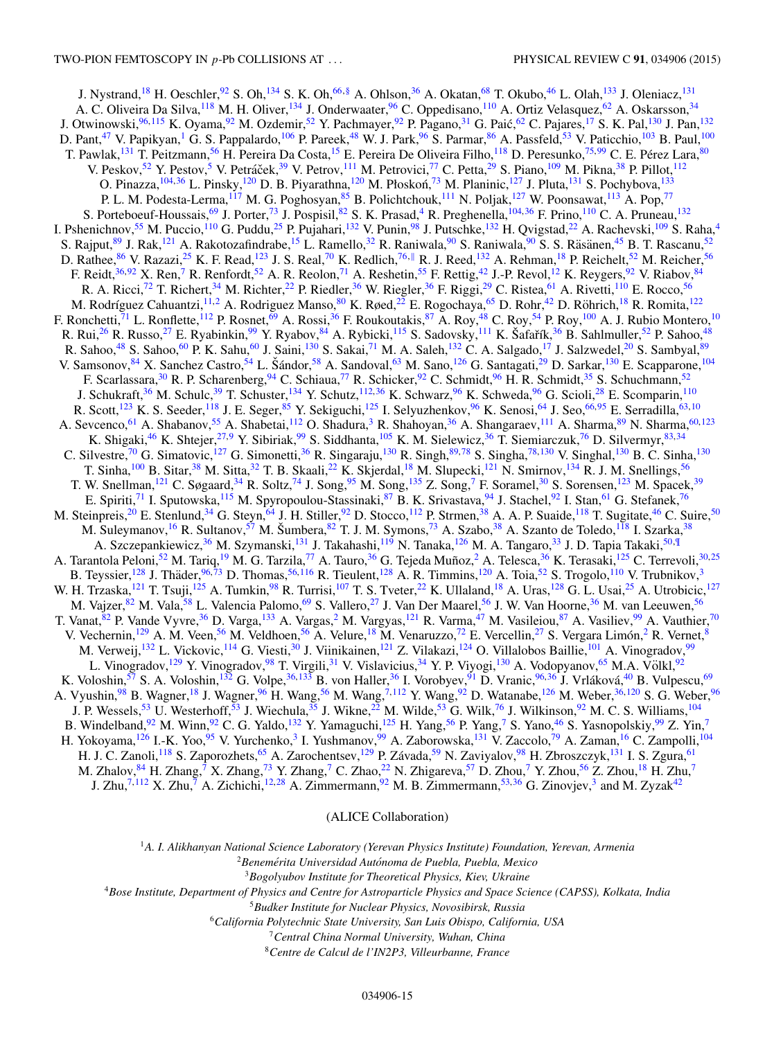J. Nystrand,[18] H. Oeschler,[92] S. Oh,[134] S. K. Oh,[66,§] A. Ohlson,[36] A. Okatan,[68] T. Okubo,[46] L. Olah,[133] J. Oleniacz,[131] A. C. Oliveira Da Silva,[118] M. H. Oliver,[134] J. Onderwaater,[96] C. Oppedisano,[110] A. Ortiz Velasquez,[62] A. Oskarsson,[34] J. Otwinowski,[96,115] K. Oyama,[92] M. Ozdemir,[52] Y. Pachmayer,[92] P. Pagano,[31] G. Paić,[62] C. Pajares,[17] S. K. Pal,[130] J. Pan,[132] D. Pant,[47] V. Papikyan,[1] G. S. Pappalardo,[106] P. Pareek,[48] W. J. Park,[96] S. Parmar,[86] A. Passfeld,[53] V. Paticchio,[103] B. Paul,[100] T. Pawlak,[131] T. Peitzmann,[56] H. Pereira Da Costa,[15] E. Pereira De Oliveira Filho,[118] D. Peresunko,[75,99] C. E. Pérez Lara,[80] V. Peskov,[52] Y. Pestov,[5] V. Petráček,[39] V. Petrov,[111] M. Petrovici,[77] C. Petta,[29] S. Piano,[109] M. Pikna,[38] P. Pillot,[112] O. Pinazza,[104,36] L. Pinsky,[120] D. B. Piyarathna,[120] M. Płoskoń,[73] M. Planinic,[127] J. Pluta,[131] S. Pochybova,[133] P. L. M. Podesta-Lerma,[117] M. G. Poghosyan,[85] B. Polichtchouk,[111] N. Poljak,[127] W. Poonsawat,[113] A. Pop,[77] S. Porteboeuf-Houssais,[69] J. Porter,[73] J. Pospisil,[82] S. K. Prasad,[4] R. Preghenella,[104,36] F. Prino,[110] C. A. Pruneau,[132] I. Pshenichnov,[55] M. Puccio,[110] G. Puddu,[25] P. Pujahari,[132] V. Punin,[98] J. Putschke,[132] H. Qvigstad,[22] A. Rachevski,[109] S. Raha,[4] S. Rajput,[89] J. Rak,[121] A. Rakotozafindrabe,[15] L. Ramello,[32] R. Raniwala,[90] S. Raniwala,[90] S. S. Räsänen,[45] B. T. Rascanu,[52] D. Rathee,[86] V. Razazi,[25] K. F. Read,[123] J. S. Real,[70] K. Redlich,[76,‖] R. J. Reed,[132] A. Rehman,[18] P. Reichelt,[52] M. Reicher,[56] F. Reidt,[36,92] X. Ren,[7] R. Renfordt,[52] A. R. Reolon,[71] A. Reshetin,[55] F. Rettig,[42] J.-P. Revol,[12] K. Reygers,[92] V. Riabov,[84] R. A. Ricci,[72] T. Richert,[34] M. Richter,[22] P. Riedler,[36] W. Riegler,[36] F. Riggi,[29] C. Ristea,[61] A. Rivetti,[110] E. Rocco,[56] M. Rodríguez Cahuantzi,[11,2] A. Rodriguez Manso,[80] K. Røed,[22] E. Rogochaya,[65] D. Rohr,[42] D. Röhrich,[18] R. Romita,[122] F. Ronchetti,[71] L. Ronflette,[112] P. Rosnet,[69] A. Rossi,[36] F. Roukoutakis,[87] A. Roy,[48] C. Roy,[54] P. Roy,[100] A. J. Rubio Montero,[10] R. Rui,[26] R. Russo,[27] E. Ryabinkin,[99] Y. Ryabov,[84] A. Rybicki,[115] S. Sadovsky,[111] K. Šafařík,[36] B. Sahlmuller,[52] P. Sahoo,[48] R. Sahoo,[48] S. Sahoo,[60] P. K. Sahu,[60] J. Saini,[130] S. Sakai,[71] M. A. Saleh,[132] C. A. Salgado,[17] J. Salzwedel,[20] S. Sambyal,[89] V. Samsonov,[84] X. Sanchez Castro,[54] L. Šándor,[58] A. Sandoval,[63] M. Sano,[126] G. Santagati,[29] D. Sarkar,[130] E. Scapparone,[104] F. Scarlassara,[30] R. P. Scharenberg,[94] C. Schiaua,[77] R. Schicker,[92] C. Schmidt,[96] H. R. Schmidt,[35] S. Schuchmann,[52] J. Schukraft,[36] M. Schulc,[39] T. Schuster,[134] Y. Schutz,[112,36] K. Schwarz,[96] K. Schweda,[96] G. Scioli,[28] E. Scomparin,[110] R. Scott,[123] K. S. Seeder,[118] J. E. Seger,[85] Y. Sekiguchi,[125] I. Selyuzhenkov,[96] K. Senosi,[64] J. Seo,[66,95] E. Serradilla,[63,10] A. Sevcenco,[61] A. Shabanov,[55] A. Shabetai,[112] O. Shadura,[3] R. Shahoyan,[36] A. Shangaraev,[111] A. Sharma,[89] N. Sharma,[60,123] K. Shigaki,[46] K. Shtejer,[27,9] Y. Sibiriak,[99] S. Siddhanta,[105] K. M. Sielewicz,[36] T. Siemiarczuk,[76] D. Silvermyr,[83,34] C. Silvestre,[70] G. Simatovic,[127] G. Simonetti,[36] R. Singaraju,[130] R. Singh,[89,78] S. Singha,[78,130] V. Singhal,[130] B. C. Sinha,[130] T. Sinha,[100] B. Sitar,[38] M. Sitta,[32] T. B. Skaali,[22] K. Skjerdal,[18] M. Slupecki,[121] N. Smirnov,[134] R. J. M. Snellings,[56] T. W. Snellman,[121] C. Søgaard,[34] R. Soltz,[74] J. Song,[95] M. Song,[135] Z. Song,[7] F. Soramel,[30] S. Sorensen,[123] M. Spacek,[39] E. Spiriti,[71] I. Sputowska,[115] M. Spyropoulou-Stassinaki,[87] B. K. Srivastava,[94] J. Stachel,[92] I. Stan,[61] G. Stefanek,[76] M. Steinpreis,[20] E. Stenlund,[34] G. Steyn,[64] J. H. Stiller,[92] D. Stocco,[112] P. Strmen,[38] A. A. P. Suaide,[118] T. Sugitate,[46] C. Suire,[50] M. Suleymanov,[16] R. Sultanov,[57] M. Šumbera,[82] T. J. M. Symons,[73] A. Szabo,[38] A. Szanto de Toledo,[118] I. Szarka,[38] A. Szczepankiewicz,[36] M. Szymanski,[131] J. Takahashi,[119] N. Tanaka,[126] M. A. Tangaro,[33] J. D. Tapia Takaki,[50,¶] A. Tarantola Peloni,[52] M. Tariq,[19] M. G. Tarzila,[77] A. Tauro,[36] G. Tejeda Muñoz,[2] A. Telesca,[36] K. Terasaki,[125] C. Terrevoli,[30,25] B. Teyssier,[128] J. Thäder,[96,73] D. Thomas,[56,116] R. Tieulent,[128] A. R. Timmins,[120] A. Toia,[52] S. Trogolo,[110] V. Trubnikov,[3] W. H. Trzaska,[121] T. Tsuji,[125] A. Tumkin,[98] R. Turrisi,[107] T. S. Tveter,[22] K. Ullaland,[18] A. Uras,[128] G. L. Usai,[25] A. Utrobicic,[127] M. Vajzer,[82] M. Vala,[58] L. Valencia Palomo,[69] S. Vallero,[27] J. Van Der Maarel,[56] J. W. Van Hoorne,[36] M. van Leeuwen,[56] T. Vanat,[82] P. Vande Vyvre,[36] D. Varga,[133] A. Vargas,[2] M. Vargyas,[121] R. Varma,[47] M. Vasileiou,[87] A. Vasiliev,[99] A. Vauthier,[70] V. Vechernin,[129] A. M. Veen,[56] M. Veldhoen,[56] A. Velure,[18] M. Venaruzzo,[72] E. Vercellin,[27] S. Vergara Limón,[2] R. Vernet,[8] M. Verweij,[132] L. Vickovic,[114] G. Viesti,[30] J. Viinikainen,[121] Z. Vilakazi,[124] O. Villalobos Baillie,[101] A. Vinogradov,[99] L. Vinogradov,[129] Y. Vinogradov,[98] T. Virgili,[31] V. Vislavicius,[34] Y. P. Viyogi,[130] A. Vodopyanov,[65] M.A. Völkl,[92] K. Voloshin,[57] S. A. Voloshin,[132] G. Volpe,[36,133] B. von Haller,[36] I. Vorobyev,[91] D. Vranic,[96,36] J. Vrláková,[40] B. Vulpescu,[69] A. Vyushin,[98] B. Wagner,[18] J. Wagner,[96] H. Wang,[56] M. Wang,[7,112] Y. Wang,[92] D. Watanabe,[126] M. Weber,[36,120] S. G. Weber,[96] J. P. Wessels,[53] U. Westerhoff,[53] J. Wiechula,[35] J. Wikne,[22] M. Wilde,[53] G. Wilk,[76] J. Wilkinson,[92] M. C. S. Williams,[104] B. Windelband,[92] M. Winn,[92] C. G. Yaldo,[132] Y. Yamaguchi,[125] H. Yang,[56] P. Yang,[7] S. Yano,[46] S. Yasnopolskiy,[99] Z. Yin,[7] H. Yokoyama,[126] I.-K. Yoo,[95] V. Yurchenko,[3] I. Yushmanov,[99] A. Zaborowska,[131] V. Zaccolo,[79] A. Zaman,[16] C. Zampolli,[104] H. J. C. Zanoli,[118] S. Zaporozhets,[65] A. Zarochentsev,[129] P. Závada,[59] N. Zaviyalov,[98] H. Zbroszczyk,[131] I. S. Zgura,[61] M. Zhalov,[84] H. Zhang,[7] X. Zhang,[73] Y. Zhang,[7] C. Zhao,[22] N. Zhigareva,[57] D. Zhou,[7] Y. Zhou,[56] Z. Zhou,[18] H. Zhu,[7] J. Zhu,[7,112] X. Zhu,[7] A. Zichichi,[12,28] A. Zimmermann,[92] M. B. Zimmermann,[53,36] G. Zinovjev,[3] and M. Zyzak[42]

(ALICE Collaboration)

[1]*A. I. Alikhanyan National Science Laboratory (Yerevan Physics Institute) Foundation, Yerevan, Armenia*

[2]*Benemérita Universidad Autónoma de Puebla, Puebla, Mexico*

[3]*Bogolyubov Institute for Theoretical Physics, Kiev, Ukraine*

[4]*Bose Institute, Department of Physics and Centre for Astroparticle Physics and Space Science (CAPSS), Kolkata, India*

[5]*Budker Institute for Nuclear Physics, Novosibirsk, Russia*

[6]*California Polytechnic State University, San Luis Obispo, California, USA*

[7]*Central China Normal University, Wuhan, China*

[8]*Centre de Calcul de l'IN2P3, Villeurbanne, France*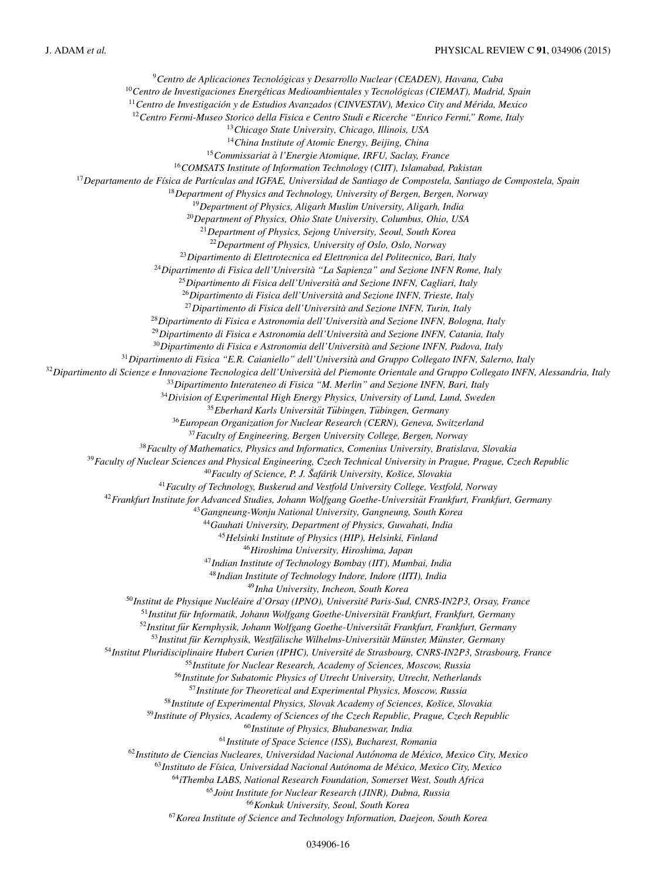[9] *Centro de Aplicaciones Tecnológicas y Desarrollo Nuclear (CEADEN), Havana, Cuba*
[10] *Centro de Investigaciones Energéticas Medioambientales y Tecnológicas (CIEMAT), Madrid, Spain*
[11] *Centro de Investigación y de Estudios Avanzados (CINVESTAV), Mexico City and Mérida, Mexico*
[12] *Centro Fermi-Museo Storico della Fisica e Centro Studi e Ricerche "Enrico Fermi," Rome, Italy*
[13] *Chicago State University, Chicago, Illinois, USA*
[14] *China Institute of Atomic Energy, Beijing, China*
[15] *Commissariat à l'Energie Atomique, IRFU, Saclay, France*
[16] *COMSATS Institute of Information Technology (CIIT), Islamabad, Pakistan*
[17] *Departamento de Física de Partículas and IGFAE, Universidad de Santiago de Compostela, Santiago de Compostela, Spain*
[18] *Department of Physics and Technology, University of Bergen, Bergen, Norway*
[19] *Department of Physics, Aligarh Muslim University, Aligarh, India*
[20] *Department of Physics, Ohio State University, Columbus, Ohio, USA*
[21] *Department of Physics, Sejong University, Seoul, South Korea*
[22] *Department of Physics, University of Oslo, Oslo, Norway*
[23] *Dipartimento di Elettrotecnica ed Elettronica del Politecnico, Bari, Italy*
[24] *Dipartimento di Fisica dell'Università "La Sapienza" and Sezione INFN Rome, Italy*
[25] *Dipartimento di Fisica dell'Università and Sezione INFN, Cagliari, Italy*
[26] *Dipartimento di Fisica dell'Università and Sezione INFN, Trieste, Italy*
[27] *Dipartimento di Fisica dell'Università and Sezione INFN, Turin, Italy*
[28] *Dipartimento di Fisica e Astronomia dell'Università and Sezione INFN, Bologna, Italy*
[29] *Dipartimento di Fisica e Astronomia dell'Università and Sezione INFN, Catania, Italy*
[30] *Dipartimento di Fisica e Astronomia dell'Università and Sezione INFN, Padova, Italy*
[31] *Dipartimento di Fisica "E.R. Caianiello" dell'Università and Gruppo Collegato INFN, Salerno, Italy*
[32] *Dipartimento di Scienze e Innovazione Tecnologica dell'Università del Piemonte Orientale and Gruppo Collegato INFN, Alessandria, Italy*
[33] *Dipartimento Interateneo di Fisica "M. Merlin" and Sezione INFN, Bari, Italy*
[34] *Division of Experimental High Energy Physics, University of Lund, Lund, Sweden*
[35] *Eberhard Karls Universität Tübingen, Tübingen, Germany*
[36] *European Organization for Nuclear Research (CERN), Geneva, Switzerland*
[37] *Faculty of Engineering, Bergen University College, Bergen, Norway*
[38] *Faculty of Mathematics, Physics and Informatics, Comenius University, Bratislava, Slovakia*
[39] *Faculty of Nuclear Sciences and Physical Engineering, Czech Technical University in Prague, Prague, Czech Republic*
[40] *Faculty of Science, P. J. Šafárik University, Košice, Slovakia*
[41] *Faculty of Technology, Buskerud and Vestfold University College, Vestfold, Norway*
[42] *Frankfurt Institute for Advanced Studies, Johann Wolfgang Goethe-Universität Frankfurt, Frankfurt, Germany*
[43] *Gangneung-Wonju National University, Gangneung, South Korea*
[44] *Gauhati University, Department of Physics, Guwahati, India*
[45] *Helsinki Institute of Physics (HIP), Helsinki, Finland*
[46] *Hiroshima University, Hiroshima, Japan*
[47] *Indian Institute of Technology Bombay (IIT), Mumbai, India*
[48] *Indian Institute of Technology Indore, Indore (IITI), India*
[49] *Inha University, Incheon, South Korea*
[50] *Institut de Physique Nucléaire d'Orsay (IPNO), Université Paris-Sud, CNRS-IN2P3, Orsay, France*
[51] *Institut für Informatik, Johann Wolfgang Goethe-Universität Frankfurt, Frankfurt, Germany*
[52] *Institut für Kernphysik, Johann Wolfgang Goethe-Universität Frankfurt, Frankfurt, Germany*
[53] *Institut für Kernphysik, Westfälische Wilhelms-Universität Münster, Münster, Germany*
[54] *Institut Pluridisciplinaire Hubert Curien (IPHC), Université de Strasbourg, CNRS-IN2P3, Strasbourg, France*
[55] *Institute for Nuclear Research, Academy of Sciences, Moscow, Russia*
[56] *Institute for Subatomic Physics of Utrecht University, Utrecht, Netherlands*
[57] *Institute for Theoretical and Experimental Physics, Moscow, Russia*
[58] *Institute of Experimental Physics, Slovak Academy of Sciences, Košice, Slovakia*
[59] *Institute of Physics, Academy of Sciences of the Czech Republic, Prague, Czech Republic*
[60] *Institute of Physics, Bhubaneswar, India*
[61] *Institute of Space Science (ISS), Bucharest, Romania*
[62] *Instituto de Ciencias Nucleares, Universidad Nacional Autónoma de México, Mexico City, Mexico*
[63] *Instituto de Física, Universidad Nacional Autónoma de México, Mexico City, Mexico*
[64] *iThemba LABS, National Research Foundation, Somerset West, South Africa*
[65] *Joint Institute for Nuclear Research (JINR), Dubna, Russia*
[66] *Konkuk University, Seoul, South Korea*
[67] *Korea Institute of Science and Technology Information, Daejeon, South Korea*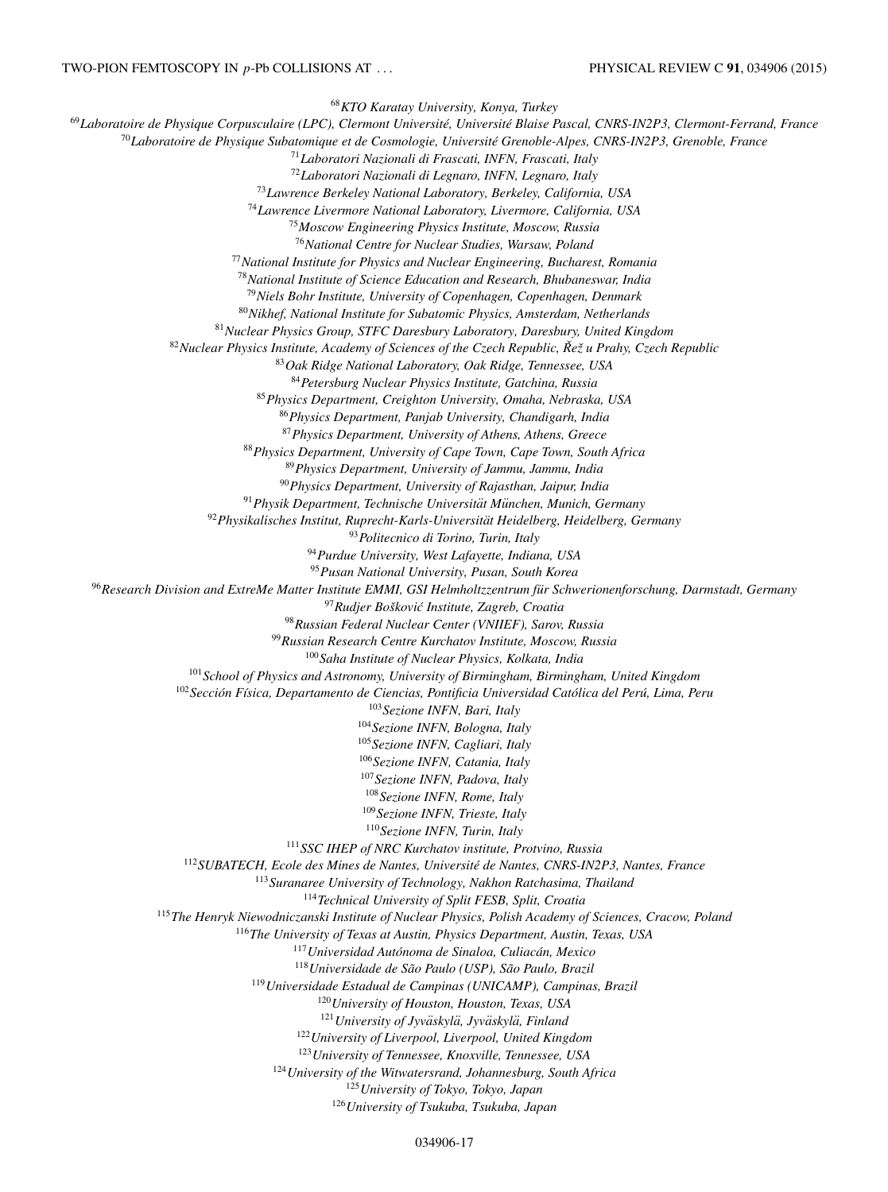[68]*KTO Karatay University, Konya, Turkey*

[69]*Laboratoire de Physique Corpusculaire (LPC), Clermont Université, Université Blaise Pascal, CNRS-IN2P3, Clermont-Ferrand, France*

[70]*Laboratoire de Physique Subatomique et de Cosmologie, Université Grenoble-Alpes, CNRS-IN2P3, Grenoble, France*

[71]*Laboratori Nazionali di Frascati, INFN, Frascati, Italy*

[72]*Laboratori Nazionali di Legnaro, INFN, Legnaro, Italy*

[73]*Lawrence Berkeley National Laboratory, Berkeley, California, USA*

[74]*Lawrence Livermore National Laboratory, Livermore, California, USA*

[75]*Moscow Engineering Physics Institute, Moscow, Russia*

[76]*National Centre for Nuclear Studies, Warsaw, Poland*

[77]*National Institute for Physics and Nuclear Engineering, Bucharest, Romania*

[78]*National Institute of Science Education and Research, Bhubaneswar, India*

[79]*Niels Bohr Institute, University of Copenhagen, Copenhagen, Denmark*

[80]*Nikhef, National Institute for Subatomic Physics, Amsterdam, Netherlands*

[81]*Nuclear Physics Group, STFC Daresbury Laboratory, Daresbury, United Kingdom*

[82]*Nuclear Physics Institute, Academy of Sciences of the Czech Republic, Řež u Prahy, Czech Republic*

[83]*Oak Ridge National Laboratory, Oak Ridge, Tennessee, USA*

[84]*Petersburg Nuclear Physics Institute, Gatchina, Russia*

[85]*Physics Department, Creighton University, Omaha, Nebraska, USA*

[86]*Physics Department, Panjab University, Chandigarh, India*

[87]*Physics Department, University of Athens, Athens, Greece*

[88]*Physics Department, University of Cape Town, Cape Town, South Africa*

[89]*Physics Department, University of Jammu, Jammu, India*

[90]*Physics Department, University of Rajasthan, Jaipur, India*

[91]*Physik Department, Technische Universität München, Munich, Germany*

[92]*Physikalisches Institut, Ruprecht-Karls-Universität Heidelberg, Heidelberg, Germany*

[93]*Politecnico di Torino, Turin, Italy*

[94]*Purdue University, West Lafayette, Indiana, USA*

[95]*Pusan National University, Pusan, South Korea*

[96]*Research Division and ExtreMe Matter Institute EMMI, GSI Helmholtzzentrum für Schwerionenforschung, Darmstadt, Germany*

[97]*Rudjer Bošković Institute, Zagreb, Croatia*

[98]*Russian Federal Nuclear Center (VNIIEF), Sarov, Russia*

[99]*Russian Research Centre Kurchatov Institute, Moscow, Russia*

[100]*Saha Institute of Nuclear Physics, Kolkata, India*

[101]*School of Physics and Astronomy, University of Birmingham, Birmingham, United Kingdom*

[102]*Sección Física, Departamento de Ciencias, Pontificia Universidad Católica del Perú, Lima, Peru*

[103]*Sezione INFN, Bari, Italy*

[104]*Sezione INFN, Bologna, Italy*

[105]*Sezione INFN, Cagliari, Italy*

[106]*Sezione INFN, Catania, Italy*

[107]*Sezione INFN, Padova, Italy*

[108]*Sezione INFN, Rome, Italy*

[109]*Sezione INFN, Trieste, Italy*

[110]*Sezione INFN, Turin, Italy*

[111]*SSC IHEP of NRC Kurchatov institute, Protvino, Russia*

[112]*SUBATECH, Ecole des Mines de Nantes, Université de Nantes, CNRS-IN2P3, Nantes, France*

[113]*Suranaree University of Technology, Nakhon Ratchasima, Thailand*

[114]*Technical University of Split FESB, Split, Croatia*

[115]*The Henryk Niewodniczanski Institute of Nuclear Physics, Polish Academy of Sciences, Cracow, Poland*

[116]*The University of Texas at Austin, Physics Department, Austin, Texas, USA*

[117]*Universidad Autónoma de Sinaloa, Culiacán, Mexico*

[118]*Universidade de São Paulo (USP), São Paulo, Brazil*

[119]*Universidade Estadual de Campinas (UNICAMP), Campinas, Brazil*

[120]*University of Houston, Houston, Texas, USA*

[121]*University of Jyväskylä, Jyväskylä, Finland*

[122]*University of Liverpool, Liverpool, United Kingdom*

[123]*University of Tennessee, Knoxville, Tennessee, USA*

[124]*University of the Witwatersrand, Johannesburg, South Africa*

[125]*University of Tokyo, Tokyo, Japan*

[126]*University of Tsukuba, Tsukuba, Japan*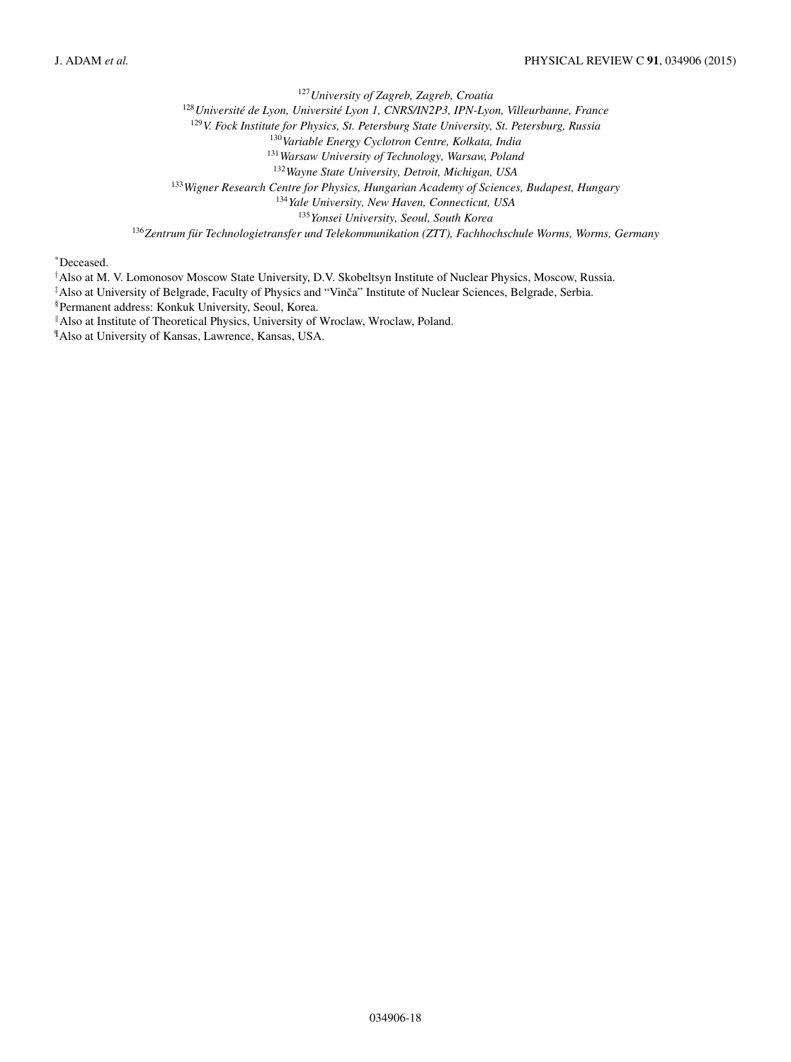[127] *University of Zagreb, Zagreb, Croatia*
[128] *Université de Lyon, Université Lyon 1, CNRS/IN2P3, IPN-Lyon, Villeurbanne, France*
[129] *V. Fock Institute for Physics, St. Petersburg State University, St. Petersburg, Russia*
[130] *Variable Energy Cyclotron Centre, Kolkata, India*
[131] *Warsaw University of Technology, Warsaw, Poland*
[132] *Wayne State University, Detroit, Michigan, USA*
[133] *Wigner Research Centre for Physics, Hungarian Academy of Sciences, Budapest, Hungary*
[134] *Yale University, New Haven, Connecticut, USA*
[135] *Yonsei University, Seoul, South Korea*
[136] *Zentrum für Technologietransfer und Telekommunikation (ZTT), Fachhochschule Worms, Worms, Germany*

[*] Deceased.
[†] Also at M. V. Lomonosov Moscow State University, D.V. Skobeltsyn Institute of Nuclear Physics, Moscow, Russia.
[‡] Also at University of Belgrade, Faculty of Physics and "Vinča" Institute of Nuclear Sciences, Belgrade, Serbia.
[§] Permanent address: Konkuk University, Seoul, Korea.
[‖] Also at Institute of Theoretical Physics, University of Wroclaw, Wroclaw, Poland.
[¶] Also at University of Kansas, Lawrence, Kansas, USA.